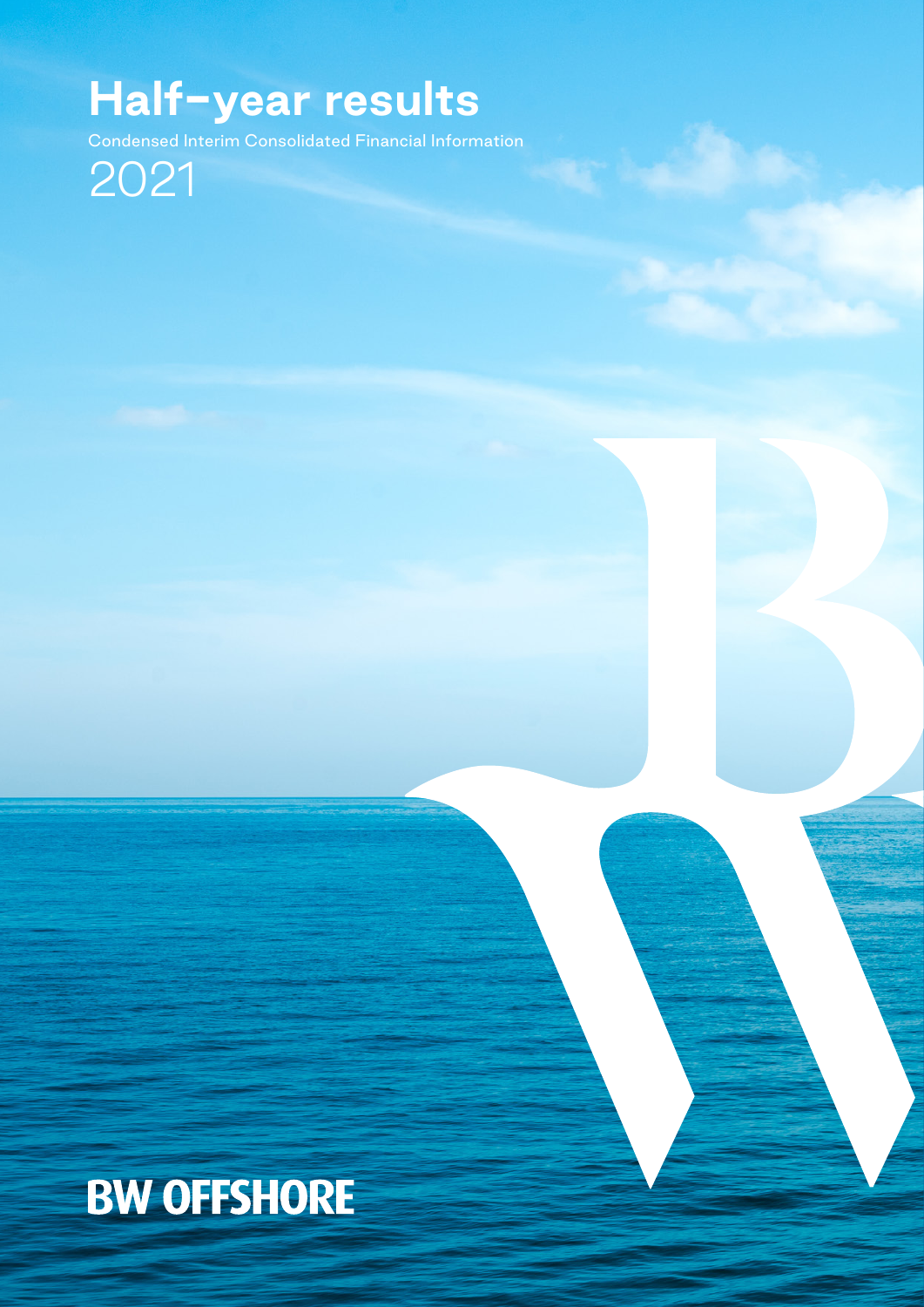# Half-year results

Condensed Interim Consolidated Financial Information

2021

BW OFFSHORE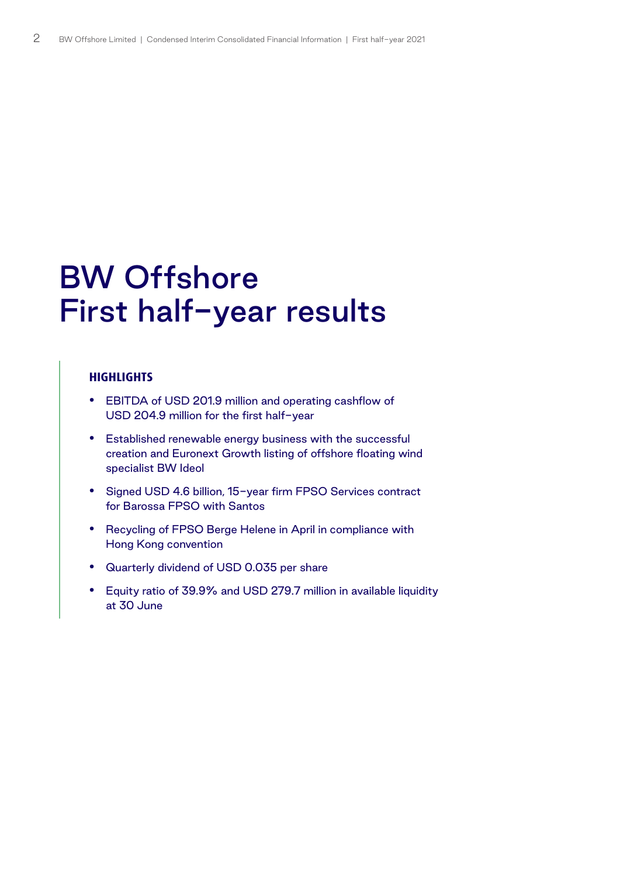# BW Offshore First half-year results

## HIGHLIGHTS

- EBITDA of USD 201.9 million and operating cashflow of USD 204.9 million for the first half-year
- Established renewable energy business with the successful creation and Euronext Growth listing of offshore floating wind specialist BW Ideol
- Signed USD 4.6 billion, 15-year firm FPSO Services contract for Barossa FPSO with Santos
- Recycling of FPSO Berge Helene in April in compliance with Hong Kong convention
- Quarterly dividend of USD 0.035 per share
- Equity ratio of 39.9% and USD 279.7 million in available liquidity at 30 June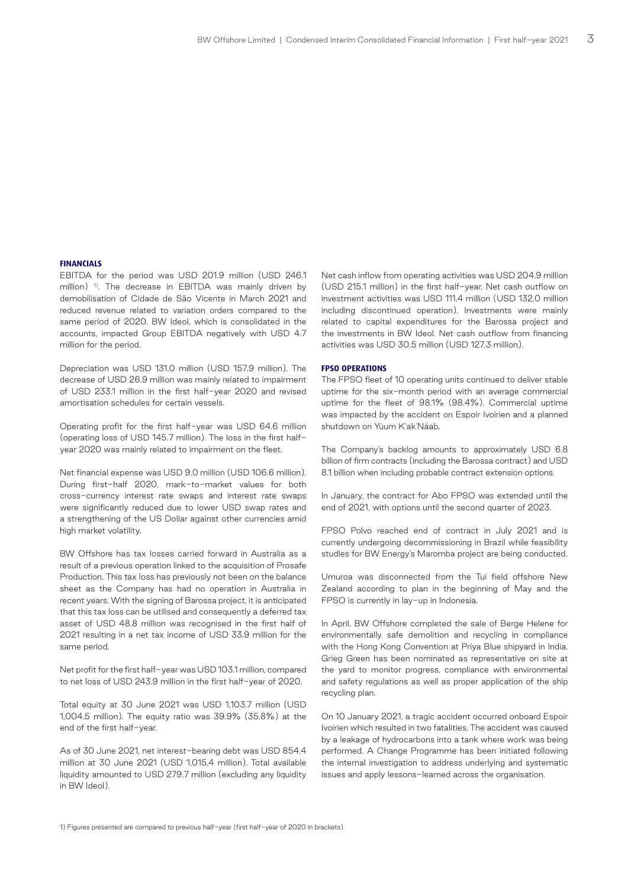## FINANCIALS

EBITDA for the period was USD 201.9 million (USD 246.1 million) [1]. The decrease in EBITDA was mainly driven by demobilisation of Cidade de São Vicente in March 2021 and reduced revenue related to variation orders compared to the same period of 2020. BW Ideol, which is consolidated in the accounts, impacted Group EBITDA negatively with USD 4.7 million for the period.

Depreciation was USD 131.0 million (USD 157.9 million). The decrease of USD 26.9 million was mainly related to impairment of USD 233.1 million in the first half-year 2020 and revised amortisation schedules for certain vessels.

Operating profit for the first half-year was USD 64.6 million (operating loss of USD 145.7 million). The loss in the first half-year 2020 was mainly related to impairment on the fleet.

Net financial expense was USD 9.0 million (USD 106.6 million). During first-half 2020, mark-to-market values for both cross-currency interest rate swaps and interest rate swaps were significantly reduced due to lower USD swap rates and a strengthening of the US Dollar against other currencies amid high market volatility.

BW Offshore has tax losses carried forward in Australia as a result of a previous operation linked to the acquisition of Prosafe Production. This tax loss has previously not been on the balance sheet as the Company has had no operation in Australia in recent years. With the signing of Barossa project, it is anticipated that this tax loss can be utilised and consequently a deferred tax asset of USD 48.8 million was recognised in the first half of 2021 resulting in a net tax income of USD 33.9 million for the same period.

Net profit for the first half-year was USD 103.1 million, compared to net loss of USD 243.9 million in the first half-year of 2020.

Total equity at 30 June 2021 was USD 1,103.7 million (USD 1,004.5 million). The equity ratio was 39.9% (35.8%) at the end of the first half-year.

As of 30 June 2021, net interest-bearing debt was USD 854.4 million at 30 June 2021 (USD 1,015.4 million). Total available liquidity amounted to USD 279.7 million (excluding any liquidity in BW Ideol).

Net cash inflow from operating activities was USD 204.9 million (USD 215.1 million) in the first half-year. Net cash outflow on investment activities was USD 111.4 million (USD 132.0 million including discontinued operation). Investments were mainly related to capital expenditures for the Barossa project and the investments in BW Ideol. Net cash outflow from financing activities was USD 30.5 million (USD 127.3 million).

## FPSO OPERATIONS

The FPSO fleet of 10 operating units continued to deliver stable uptime for the six-month period with an average commercial uptime for the fleet of 98.1% (98.4%). Commercial uptime was impacted by the accident on Espoir Ivoirien and a planned shutdown on Yùum K'ak'Náab.

The Company's backlog amounts to approximately USD 6.8 billion of firm contracts (including the Barossa contract) and USD 8.1 billion when including probable contract extension options.

In January, the contract for Abo FPSO was extended until the end of 2021, with options until the second quarter of 2023.

FPSO Polvo reached end of contract in July 2021 and is currently undergoing decommissioning in Brazil while feasibility studies for BW Energy's Maromba project are being conducted.

Umuroa was disconnected from the Tui field offshore New Zealand according to plan in the beginning of May and the FPSO is currently in lay-up in Indonesia.

In April, BW Offshore completed the sale of Berge Helene for environmentally safe demolition and recycling in compliance with the Hong Kong Convention at Priya Blue shipyard in India. Grieg Green has been nominated as representative on site at the yard to monitor progress, compliance with environmental and safety regulations as well as proper application of the ship recycling plan.

On 10 January 2021, a tragic accident occurred onboard Espoir Ivoirien which resulted in two fatalities. The accident was caused by a leakage of hydrocarbons into a tank where work was being performed. A Change Programme has been initiated following the internal investigation to address underlying and systematic issues and apply lessons-learned across the organisation.

1) Figures presented are compared to previous half-year (first half-year of 2020 in brackets)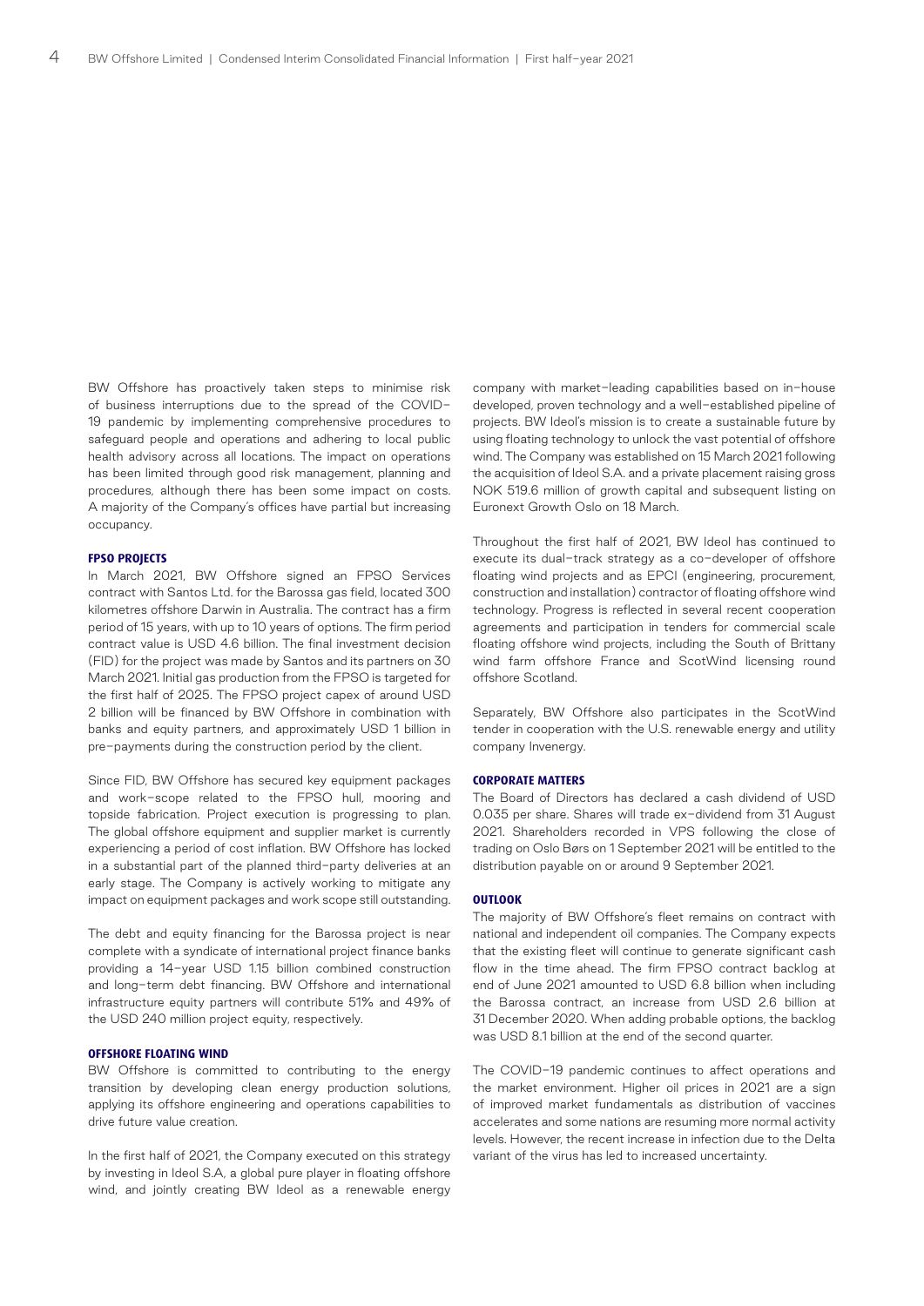BW Offshore has proactively taken steps to minimise risk of business interruptions due to the spread of the COVID-19 pandemic by implementing comprehensive procedures to safeguard people and operations and adhering to local public health advisory across all locations. The impact on operations has been limited through good risk management, planning and procedures, although there has been some impact on costs. A majority of the Company's offices have partial but increasing occupancy.

### FPSO PROJECTS

In March 2021, BW Offshore signed an FPSO Services contract with Santos Ltd. for the Barossa gas field, located 300 kilometres offshore Darwin in Australia. The contract has a firm period of 15 years, with up to 10 years of options. The firm period contract value is USD 4.6 billion. The final investment decision (FID) for the project was made by Santos and its partners on 30 March 2021. Initial gas production from the FPSO is targeted for the first half of 2025. The FPSO project capex of around USD 2 billion will be financed by BW Offshore in combination with banks and equity partners, and approximately USD 1 billion in pre-payments during the construction period by the client.

Since FID, BW Offshore has secured key equipment packages and work-scope related to the FPSO hull, mooring and topside fabrication. Project execution is progressing to plan. The global offshore equipment and supplier market is currently experiencing a period of cost inflation. BW Offshore has locked in a substantial part of the planned third-party deliveries at an early stage. The Company is actively working to mitigate any impact on equipment packages and work scope still outstanding.

The debt and equity financing for the Barossa project is near complete with a syndicate of international project finance banks providing a 14-year USD 1.15 billion combined construction and long-term debt financing. BW Offshore and international infrastructure equity partners will contribute 51% and 49% of the USD 240 million project equity, respectively.

### OFFSHORE FLOATING WIND

BW Offshore is committed to contributing to the energy transition by developing clean energy production solutions, applying its offshore engineering and operations capabilities to drive future value creation.

In the first half of 2021, the Company executed on this strategy by investing in Ideol S.A, a global pure player in floating offshore wind, and jointly creating BW Ideol as a renewable energy company with market-leading capabilities based on in-house developed, proven technology and a well-established pipeline of projects. BW Ideol's mission is to create a sustainable future by using floating technology to unlock the vast potential of offshore wind. The Company was established on 15 March 2021 following the acquisition of Ideol S.A. and a private placement raising gross NOK 519.6 million of growth capital and subsequent listing on Euronext Growth Oslo on 18 March.

Throughout the first half of 2021, BW Ideol has continued to execute its dual-track strategy as a co-developer of offshore floating wind projects and as EPCI (engineering, procurement, construction and installation) contractor of floating offshore wind technology. Progress is reflected in several recent cooperation agreements and participation in tenders for commercial scale floating offshore wind projects, including the South of Brittany wind farm offshore France and ScotWind licensing round offshore Scotland.

Separately, BW Offshore also participates in the ScotWind tender in cooperation with the U.S. renewable energy and utility company Invenergy.

### CORPORATE MATTERS

The Board of Directors has declared a cash dividend of USD 0.035 per share. Shares will trade ex-dividend from 31 August 2021. Shareholders recorded in VPS following the close of trading on Oslo Børs on 1 September 2021 will be entitled to the distribution payable on or around 9 September 2021.

### OUTLOOK

The majority of BW Offshore's fleet remains on contract with national and independent oil companies. The Company expects that the existing fleet will continue to generate significant cash flow in the time ahead. The firm FPSO contract backlog at end of June 2021 amounted to USD 6.8 billion when including the Barossa contract, an increase from USD 2.6 billion at 31 December 2020. When adding probable options, the backlog was USD 8.1 billion at the end of the second quarter.

The COVID-19 pandemic continues to affect operations and the market environment. Higher oil prices in 2021 are a sign of improved market fundamentals as distribution of vaccines accelerates and some nations are resuming more normal activity levels. However, the recent increase in infection due to the Delta variant of the virus has led to increased uncertainty.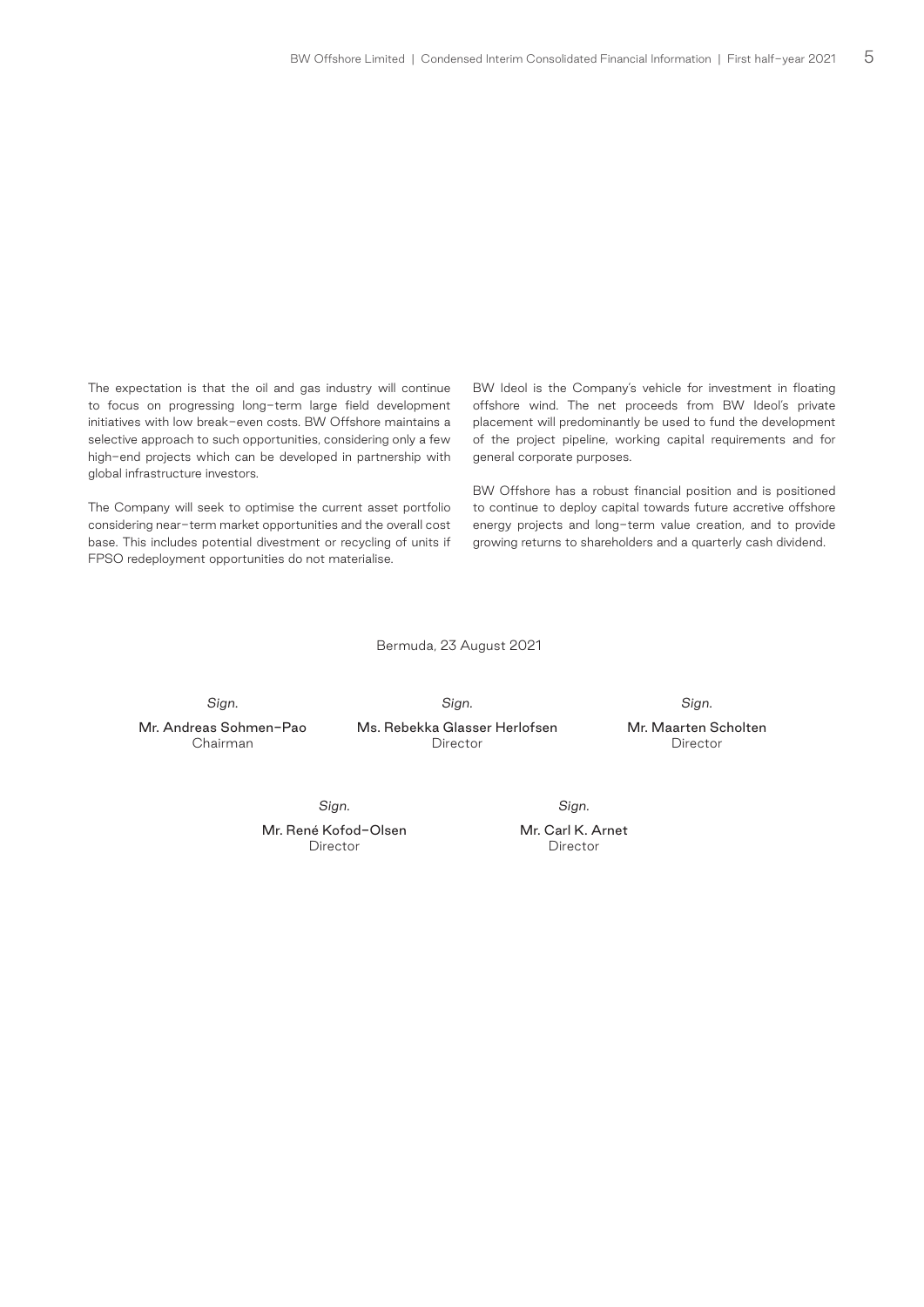The expectation is that the oil and gas industry will continue to focus on progressing long-term large field development initiatives with low break-even costs. BW Offshore maintains a selective approach to such opportunities, considering only a few high-end projects which can be developed in partnership with global infrastructure investors.

The Company will seek to optimise the current asset portfolio considering near-term market opportunities and the overall cost base. This includes potential divestment or recycling of units if FPSO redeployment opportunities do not materialise.

BW Ideol is the Company's vehicle for investment in floating offshore wind. The net proceeds from BW Ideol's private placement will predominantly be used to fund the development of the project pipeline, working capital requirements and for general corporate purposes.

BW Offshore has a robust financial position and is positioned to continue to deploy capital towards future accretive offshore energy projects and long-term value creation, and to provide growing returns to shareholders and a quarterly cash dividend.

Bermuda, 23 August 2021

*Sign.*
Mr. Andreas Sohmen-Pao
Chairman

*Sign.*
Ms. Rebekka Glasser Herlofsen
Director

*Sign.*
Mr. Maarten Scholten
Director

*Sign.*
Mr. René Kofod-Olsen
Director

*Sign.*
Mr. Carl K. Arnet
Director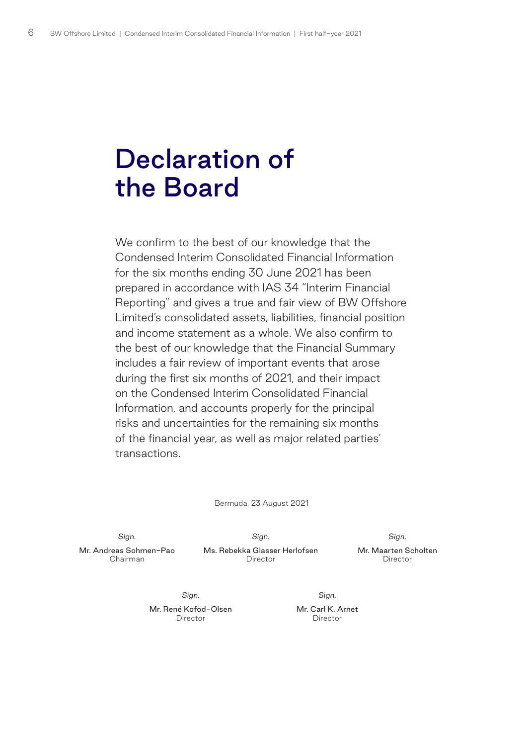# Declaration of the Board

We confirm to the best of our knowledge that the Condensed Interim Consolidated Financial Information for the six months ending 30 June 2021 has been prepared in accordance with IAS 34 "Interim Financial Reporting" and gives a true and fair view of BW Offshore Limited's consolidated assets, liabilities, financial position and income statement as a whole. We also confirm to the best of our knowledge that the Financial Summary includes a fair review of important events that arose during the first six months of 2021, and their impact on the Condensed Interim Consolidated Financial Information, and accounts properly for the principal risks and uncertainties for the remaining six months of the financial year, as well as major related parties' transactions.

Bermuda, 23 August 2021

*Sign.*
Mr. Andreas Sohmen-Pao
Chairman

*Sign.*
Ms. Rebekka Glasser Herlofsen
Director

*Sign.*
Mr. Maarten Scholten
Director

*Sign.*
Mr. René Kofod-Olsen
Director

*Sign.*
Mr. Carl K. Arnet
Director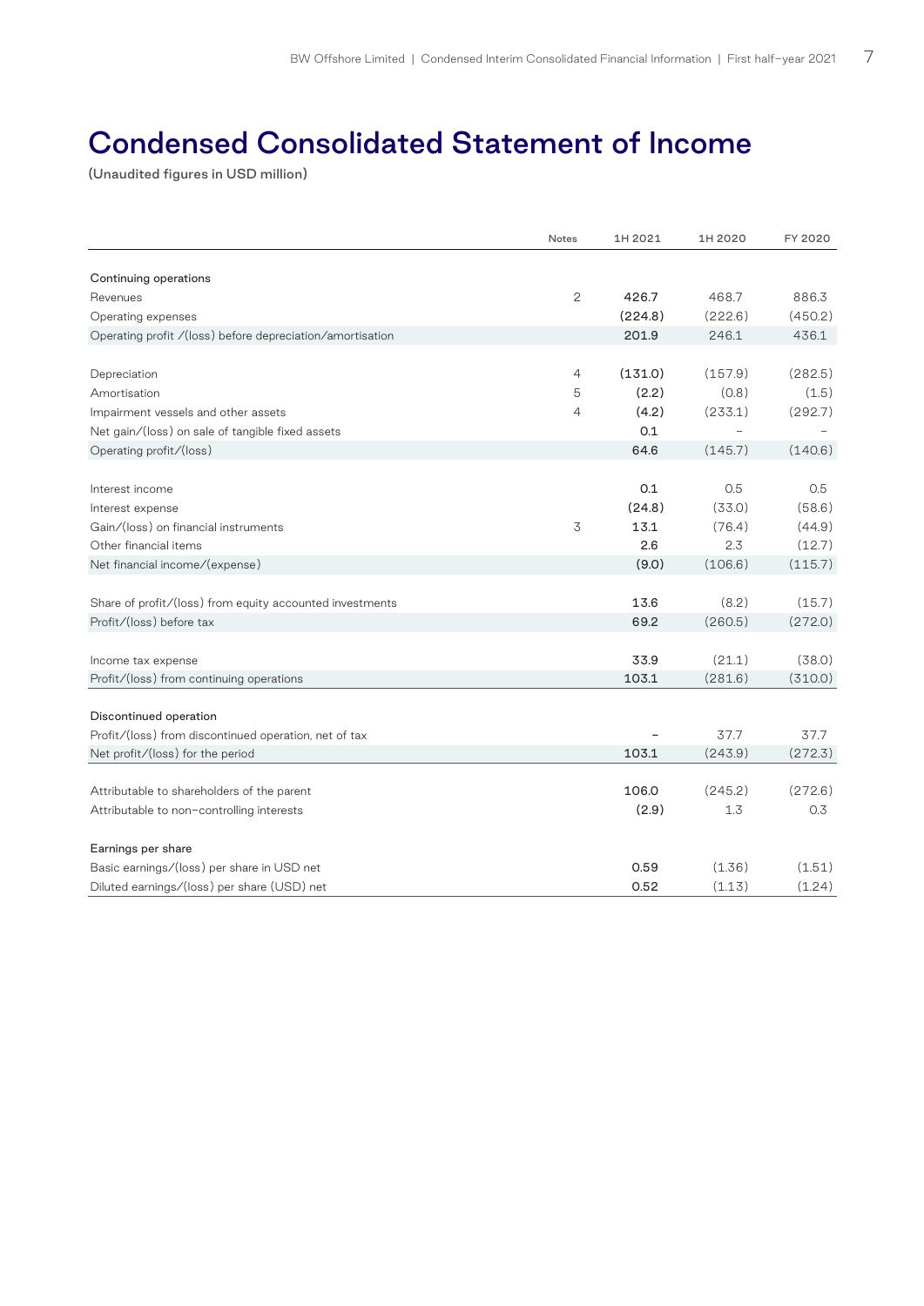# Condensed Consolidated Statement of Income

(Unaudited figures in USD million)

| | Notes | 1H 2021 | 1H 2020 | FY 2020 |
|---|---|---|---|---|
| Continuing operations | | | | |
| Revenues | 2 | 426.7 | 468.7 | 886.3 |
| Operating expenses | | (224.8) | (222.6) | (450.2) |
| Operating profit /(loss) before depreciation/amortisation | | 201.9 | 246.1 | 436.1 |
| | | | | |
| Depreciation | 4 | (131.0) | (157.9) | (282.5) |
| Amortisation | 5 | (2.2) | (0.8) | (1.5) |
| Impairment vessels and other assets | 4 | (4.2) | (233.1) | (292.7) |
| Net gain/(loss) on sale of tangible fixed assets | | 0.1 | - | - |
| Operating profit/(loss) | | 64.6 | (145.7) | (140.6) |
| | | | | |
| Interest income | | 0.1 | 0.5 | 0.5 |
| Interest expense | | (24.8) | (33.0) | (58.6) |
| Gain/(loss) on financial instruments | 3 | 13.1 | (76.4) | (44.9) |
| Other financial items | | 2.6 | 2.3 | (12.7) |
| Net financial income/(expense) | | (9.0) | (106.6) | (115.7) |
| | | | | |
| Share of profit/(loss) from equity accounted investments | | 13.6 | (8.2) | (15.7) |
| Profit/(loss) before tax | | 69.2 | (260.5) | (272.0) |
| | | | | |
| Income tax expense | | 33.9 | (21.1) | (38.0) |
| Profit/(loss) from continuing operations | | 103.1 | (281.6) | (310.0) |
| | | | | |
| Discontinued operation | | | | |
| Profit/(loss) from discontinued operation, net of tax | | - | 37.7 | 37.7 |
| Net profit/(loss) for the period | | 103.1 | (243.9) | (272.3) |
| | | | | |
| Attributable to shareholders of the parent | | 106.0 | (245.2) | (272.6) |
| Attributable to non-controlling interests | | (2.9) | 1.3 | 0.3 |
| | | | | |
| Earnings per share | | | | |
| Basic earnings/(loss) per share in USD net | | 0.59 | (1.36) | (1.51) |
| Diluted earnings/(loss) per share (USD) net | | 0.52 | (1.13) | (1.24) |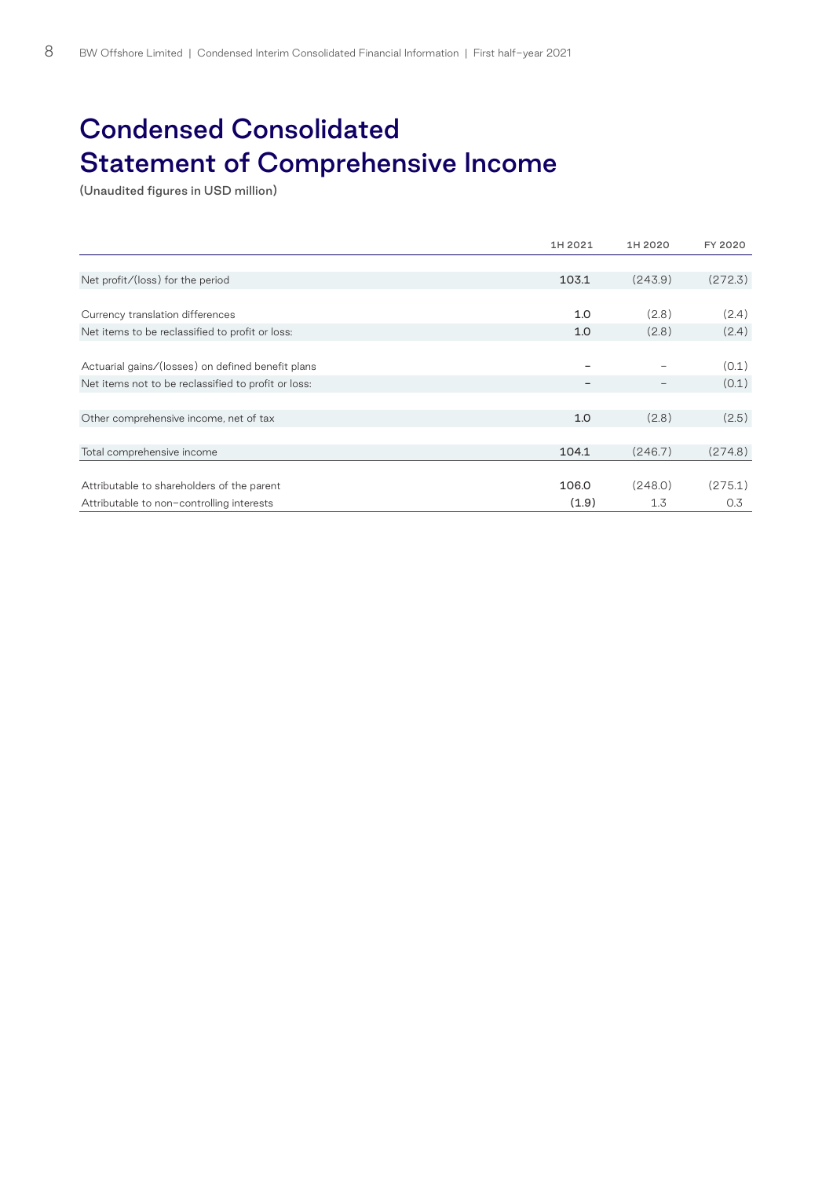# Condensed Consolidated Statement of Comprehensive Income

(Unaudited figures in USD million)

| | 1H 2021 | 1H 2020 | FY 2020 |
|---|---|---|---|
| Net profit/(loss) for the period | 103.1 | (243.9) | (272.3) |
| Currency translation differences | 1.0 | (2.8) | (2.4) |
| Net items to be reclassified to profit or loss: | 1.0 | (2.8) | (2.4) |
| Actuarial gains/(losses) on defined benefit plans | - | - | (0.1) |
| Net items not to be reclassified to profit or loss: | - | - | (0.1) |
| Other comprehensive income, net of tax | 1.0 | (2.8) | (2.5) |
| Total comprehensive income | 104.1 | (246.7) | (274.8) |
| Attributable to shareholders of the parent | 106.0 | (248.0) | (275.1) |
| Attributable to non-controlling interests | (1.9) | 1.3 | 0.3 |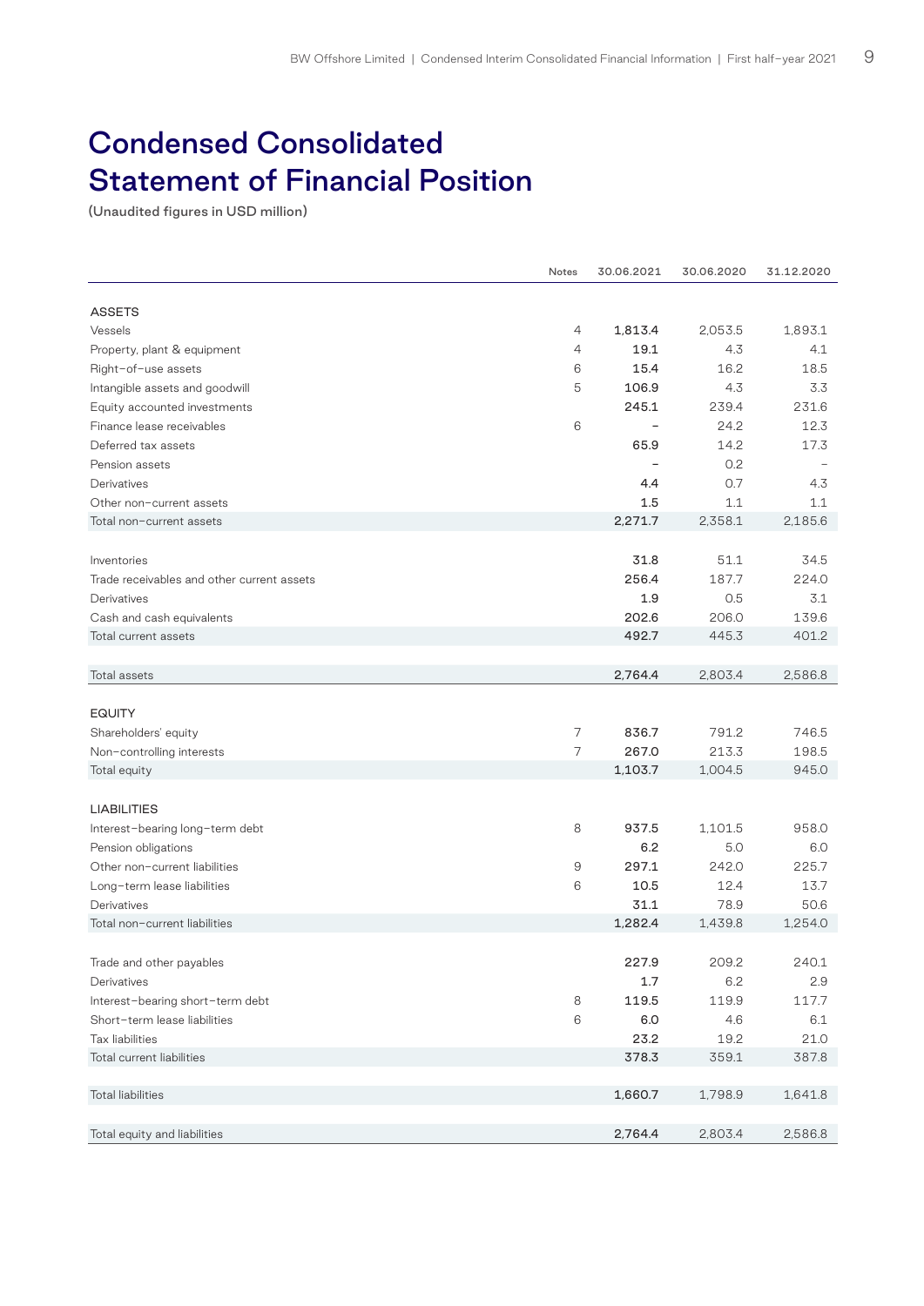# Condensed Consolidated Statement of Financial Position

(Unaudited figures in USD million)

| | Notes | 30.06.2021 | 30.06.2020 | 31.12.2020 |
|---|---|---|---|---|
| ASSETS | | | | |
| Vessels | 4 | **1,813.4** | 2,053.5 | 1,893.1 |
| Property, plant & equipment | 4 | **19.1** | 4.3 | 4.1 |
| Right-of-use assets | 6 | **15.4** | 16.2 | 18.5 |
| Intangible assets and goodwill | 5 | **106.9** | 4.3 | 3.3 |
| Equity accounted investments | | **245.1** | 239.4 | 231.6 |
| Finance lease receivables | 6 | **-** | 24.2 | 12.3 |
| Deferred tax assets | | **65.9** | 14.2 | 17.3 |
| Pension assets | | **-** | 0.2 | - |
| Derivatives | | **4.4** | 0.7 | 4.3 |
| Other non-current assets | | **1.5** | 1.1 | 1.1 |
| Total non-current assets | | **2,271.7** | 2,358.1 | 2,185.6 |
| | | | | |
| Inventories | | **31.8** | 51.1 | 34.5 |
| Trade receivables and other current assets | | **256.4** | 187.7 | 224.0 |
| Derivatives | | **1.9** | 0.5 | 3.1 |
| Cash and cash equivalents | | **202.6** | 206.0 | 139.6 |
| Total current assets | | **492.7** | 445.3 | 401.2 |
| | | | | |
| Total assets | | **2,764.4** | 2,803.4 | 2,586.8 |
| | | | | |
| EQUITY | | | | |
| Shareholders' equity | 7 | **836.7** | 791.2 | 746.5 |
| Non-controlling interests | 7 | **267.0** | 213.3 | 198.5 |
| Total equity | | **1,103.7** | 1,004.5 | 945.0 |
| | | | | |
| LIABILITIES | | | | |
| Interest-bearing long-term debt | 8 | **937.5** | 1,101.5 | 958.0 |
| Pension obligations | | **6.2** | 5.0 | 6.0 |
| Other non-current liabilities | 9 | **297.1** | 242.0 | 225.7 |
| Long-term lease liabilities | 6 | **10.5** | 12.4 | 13.7 |
| Derivatives | | **31.1** | 78.9 | 50.6 |
| Total non-current liabilities | | **1,282.4** | 1,439.8 | 1,254.0 |
| | | | | |
| Trade and other payables | | **227.9** | 209.2 | 240.1 |
| Derivatives | | **1.7** | 6.2 | 2.9 |
| Interest-bearing short-term debt | 8 | **119.5** | 119.9 | 117.7 |
| Short-term lease liabilities | 6 | **6.0** | 4.6 | 6.1 |
| Tax liabilities | | **23.2** | 19.2 | 21.0 |
| Total current liabilities | | **378.3** | 359.1 | 387.8 |
| | | | | |
| Total liabilities | | **1,660.7** | 1,798.9 | 1,641.8 |
| | | | | |
| Total equity and liabilities | | **2,764.4** | 2,803.4 | 2,586.8 |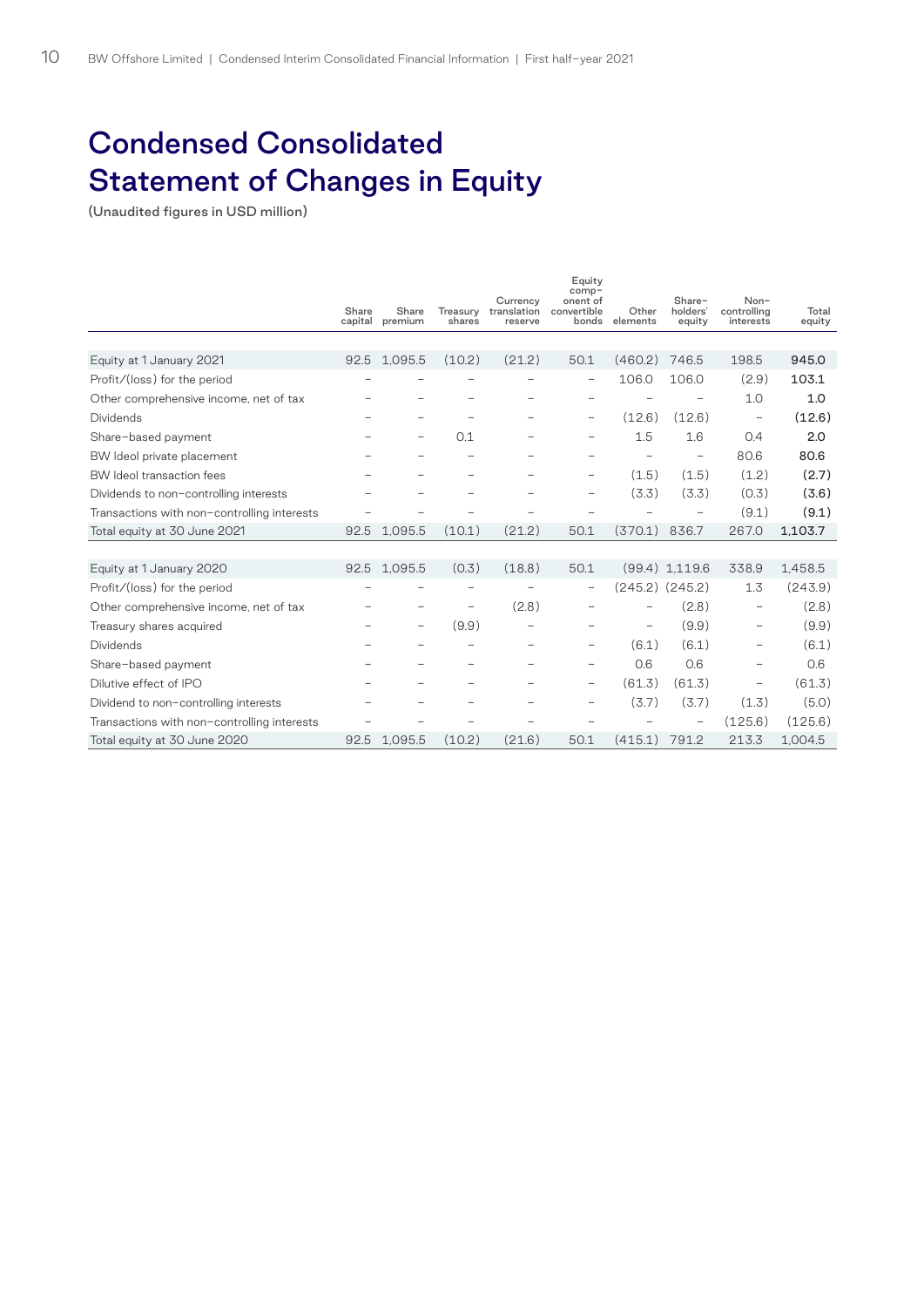# Condensed Consolidated Statement of Changes in Equity

(Unaudited figures in USD million)

| | Share capital | Share premium | Treasury shares | Currency translation reserve | Equity comp-onent of convertible bonds | Other elements | Share-holders' equity | Non-controlling interests | Total equity |
|---|---|---|---|---|---|---|---|---|---|
| Equity at 1 January 2021 | 92.5 | 1,095.5 | (10.2) | (21.2) | 50.1 | (460.2) | 746.5 | 198.5 | **945.0** |
| Profit/(loss) for the period | – | – | – | – | – | 106.0 | 106.0 | (2.9) | **103.1** |
| Other comprehensive income, net of tax | – | – | – | – | – | – | – | 1.0 | **1.0** |
| Dividends | – | – | – | – | – | (12.6) | (12.6) | – | **(12.6)** |
| Share-based payment | – | – | 0.1 | – | – | 1.5 | 1.6 | 0.4 | **2.0** |
| BW Ideol private placement | – | – | – | – | – | – | – | 80.6 | **80.6** |
| BW Ideol transaction fees | – | – | – | – | – | (1.5) | (1.5) | (1.2) | **(2.7)** |
| Dividends to non-controlling interests | – | – | – | – | – | (3.3) | (3.3) | (0.3) | **(3.6)** |
| Transactions with non-controlling interests | – | – | – | – | – | – | – | (9.1) | **(9.1)** |
| Total equity at 30 June 2021 | 92.5 | 1,095.5 | (10.1) | (21.2) | 50.1 | (370.1) | 836.7 | 267.0 | **1,103.7** |
| | | | | | | | | | |
| Equity at 1 January 2020 | 92.5 | 1,095.5 | (0.3) | (18.8) | 50.1 | (99.4) | 1,119.6 | 338.9 | 1,458.5 |
| Profit/(loss) for the period | – | – | – | – | – | (245.2) | (245.2) | 1.3 | (243.9) |
| Other comprehensive income, net of tax | – | – | – | (2.8) | – | – | (2.8) | – | (2.8) |
| Treasury shares acquired | – | – | (9.9) | – | – | – | (9.9) | – | (9.9) |
| Dividends | – | – | – | – | – | (6.1) | (6.1) | – | (6.1) |
| Share-based payment | – | – | – | – | – | 0.6 | 0.6 | – | 0.6 |
| Dilutive effect of IPO | – | – | – | – | – | (61.3) | (61.3) | – | (61.3) |
| Dividend to non-controlling interests | – | – | – | – | – | (3.7) | (3.7) | (1.3) | (5.0) |
| Transactions with non-controlling interests | – | – | – | – | – | – | – | (125.6) | (125.6) |
| Total equity at 30 June 2020 | 92.5 | 1,095.5 | (10.2) | (21.6) | 50.1 | (415.1) | 791.2 | 213.3 | 1,004.5 |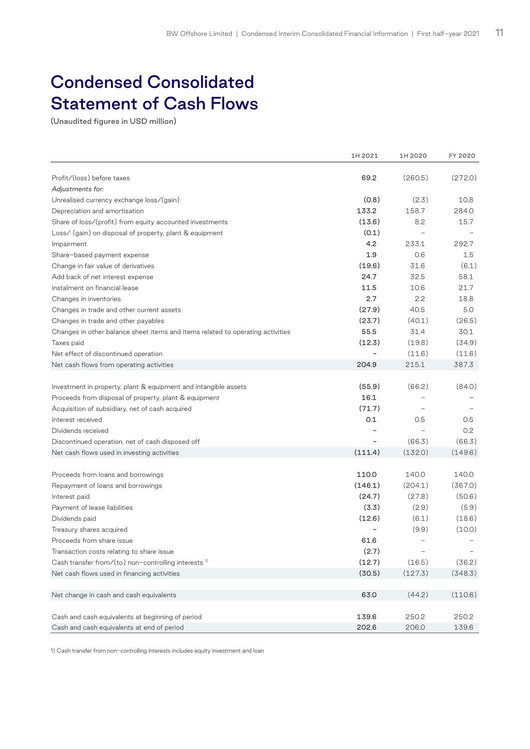# Condensed Consolidated Statement of Cash Flows

(Unaudited figures in USD million)

| | 1H 2021 | 1H 2020 | FY 2020 |
|---|---|---|---|
| Profit/(loss) before taxes | **69.2** | (260.5) | (272.0) |
| *Adjustments for:* | | | |
| Unrealised currency exchange loss/(gain) | **(0.8)** | (2.3) | 10.8 |
| Depreciation and amortisation | **133.2** | 158.7 | 284.0 |
| Share of loss/(profit) from equity accounted investments | **(13.6)** | 8.2 | 15.7 |
| Loss/ (gain) on disposal of property, plant & equipment | **(0.1)** | – | – |
| Impairment | **4.2** | 233.1 | 292.7 |
| Share-based payment expense | **1.9** | 0.6 | 1.5 |
| Change in fair value of derivatives | **(19.6)** | 31.6 | (6.1) |
| Add back of net interest expense | **24.7** | 32.5 | 58.1 |
| Instalment on financial lease | **11.5** | 10.6 | 21.7 |
| Changes in inventories | **2.7** | 2.2 | 18.8 |
| Changes in trade and other current assets | **(27.9)** | 40.5 | 5.0 |
| Changes in trade and other payables | **(23.7)** | (40.1) | (26.5) |
| Changes in other balance sheet items and items related to operating activities | **55.5** | 31.4 | 30.1 |
| Taxes paid | **(12.3)** | (19.8) | (34.9) |
| Net effect of discontinued operation | **–** | (11.6) | (11.6) |
| Net cash flows from operating activities | **204.9** | 215.1 | 387.3 |
| | | | |
| Investment in property, plant & equipment and intangible assets | **(55.9)** | (66.2) | (84.0) |
| Proceeds from disposal of property, plant & equipment | **16.1** | – | – |
| Acquisition of subsidiary, net of cash acquired | **(71.7)** | – | – |
| Interest received | **0.1** | 0.5 | 0.5 |
| Dividends received | **–** | – | 0.2 |
| Discontinued operation, net of cash disposed off | **–** | (66.3) | (66.3) |
| Net cash flows used in investing activities | **(111.4)** | (132.0) | (149.6) |
| | | | |
| Proceeds from loans and borrowings | **110.0** | 140.0 | 140.0 |
| Repayment of loans and borrowings | **(146.1)** | (204.1) | (367.0) |
| Interest paid | **(24.7)** | (27.8) | (50.6) |
| Payment of lease liabilities | **(3.3)** | (2.9) | (5.9) |
| Dividends paid | **(12.6)** | (6.1) | (18.6) |
| Treasury shares acquired | **–** | (9.9) | (10.0) |
| Proceeds from share issue | **61.6** | – | – |
| Transaction costs relating to share issue | **(2.7)** | – | – |
| Cash transfer from/(to) non-controlling interests [1] | **(12.7)** | (16.5) | (36.2) |
| Net cash flows used in financing activities | **(30.5)** | (127.3) | (348.3) |
| | | | |
| Net change in cash and cash equivalents | **63.0** | (44.2) | (110.6) |
| | | | |
| Cash and cash equivalents at beginning of period | **139.6** | 250.2 | 250.2 |
| Cash and cash equivalents at end of period | **202.6** | 206.0 | 139.6 |

1) Cash transfer from non-controlling interests includes equity investment and loan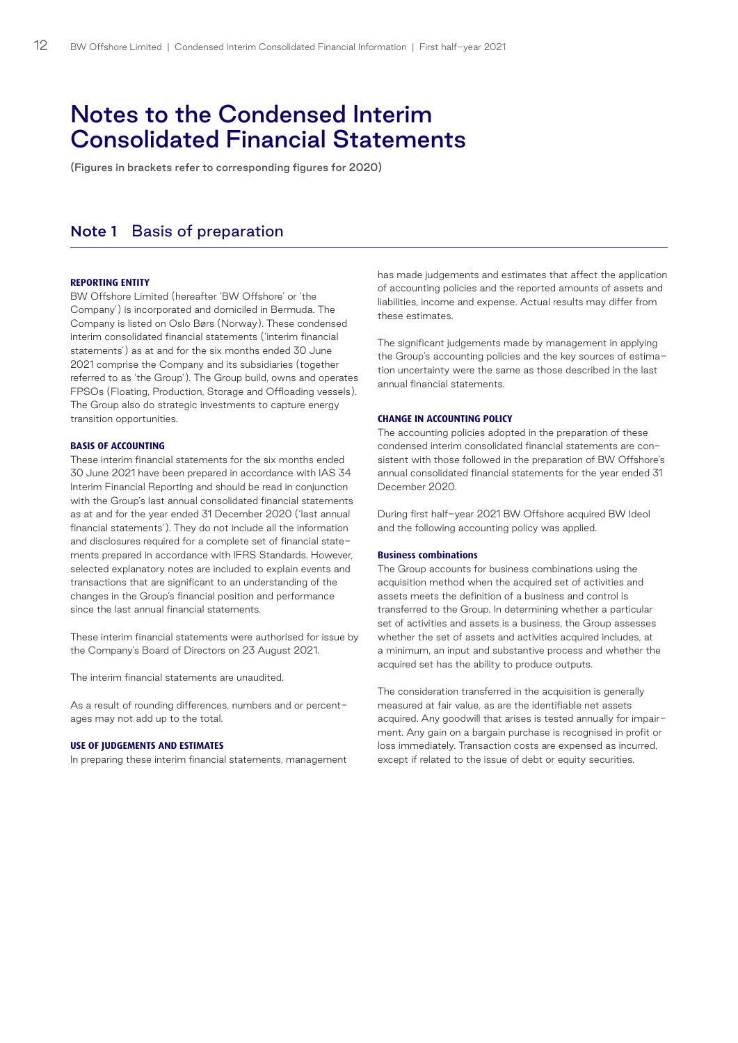# Notes to the Condensed Interim Consolidated Financial Statements

(Figures in brackets refer to corresponding figures for 2020)

## Note 1 Basis of preparation

### REPORTING ENTITY

BW Offshore Limited (hereafter 'BW Offshore' or 'the Company') is incorporated and domiciled in Bermuda. The Company is listed on Oslo Børs (Norway). These condensed interim consolidated financial statements ('interim financial statements') as at and for the six months ended 30 June 2021 comprise the Company and its subsidiaries (together referred to as 'the Group'). The Group build, owns and operates FPSOs (Floating, Production, Storage and Offloading vessels). The Group also do strategic investments to capture energy transition opportunities.

### BASIS OF ACCOUNTING

These interim financial statements for the six months ended 30 June 2021 have been prepared in accordance with IAS 34 Interim Financial Reporting and should be read in conjunction with the Group's last annual consolidated financial statements as at and for the year ended 31 December 2020 ('last annual financial statements'). They do not include all the information and disclosures required for a complete set of financial statements prepared in accordance with IFRS Standards. However, selected explanatory notes are included to explain events and transactions that are significant to an understanding of the changes in the Group's financial position and performance since the last annual financial statements.

These interim financial statements were authorised for issue by the Company's Board of Directors on 23 August 2021.

The interim financial statements are unaudited.

As a result of rounding differences, numbers and or percentages may not add up to the total.

### USE OF JUDGEMENTS AND ESTIMATES

In preparing these interim financial statements, management has made judgements and estimates that affect the application of accounting policies and the reported amounts of assets and liabilities, income and expense. Actual results may differ from these estimates.

The significant judgements made by management in applying the Group's accounting policies and the key sources of estimation uncertainty were the same as those described in the last annual financial statements.

### CHANGE IN ACCOUNTING POLICY

The accounting policies adopted in the preparation of these condensed interim consolidated financial statements are consistent with those followed in the preparation of BW Offshore's annual consolidated financial statements for the year ended 31 December 2020.

During first half-year 2021 BW Offshore acquired BW Ideol and the following accounting policy was applied.

#### Business combinations

The Group accounts for business combinations using the acquisition method when the acquired set of activities and assets meets the definition of a business and control is transferred to the Group. In determining whether a particular set of activities and assets is a business, the Group assesses whether the set of assets and activities acquired includes, at a minimum, an input and substantive process and whether the acquired set has the ability to produce outputs.

The consideration transferred in the acquisition is generally measured at fair value, as are the identifiable net assets acquired. Any goodwill that arises is tested annually for impairment. Any gain on a bargain purchase is recognised in profit or loss immediately. Transaction costs are expensed as incurred, except if related to the issue of debt or equity securities.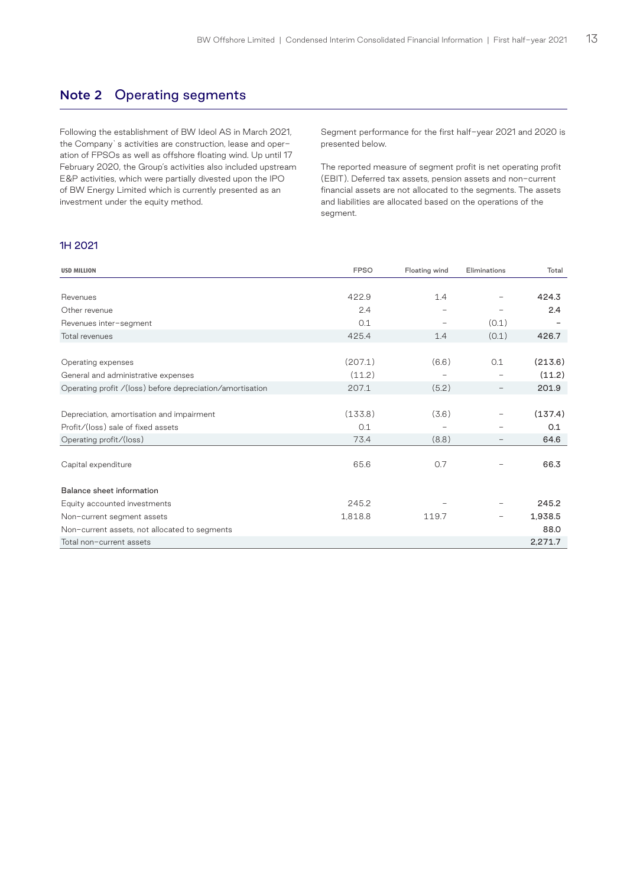## Note 2 Operating segments

Following the establishment of BW Ideol AS in March 2021, the Company`s activities are construction, lease and operation of FPSOs as well as offshore floating wind. Up until 17 February 2020, the Group's activities also included upstream E&P activities, which were partially divested upon the IPO of BW Energy Limited which is currently presented as an investment under the equity method.

Segment performance for the first half-year 2021 and 2020 is presented below.

The reported measure of segment profit is net operating profit (EBIT). Deferred tax assets, pension assets and non-current financial assets are not allocated to the segments. The assets and liabilities are allocated based on the operations of the segment.

### 1H 2021

| USD MILLION | FPSO | Floating wind | Eliminations | Total |
|---|---|---|---|---|
| Revenues | 422.9 | 1.4 | – | **424.3** |
| Other revenue | 2.4 | – | – | **2.4** |
| Revenues inter-segment | 0.1 | – | (0.1) | **–** |
| Total revenues | 425.4 | 1.4 | (0.1) | **426.7** |
| | | | | |
| Operating expenses | (207.1) | (6.6) | 0.1 | **(213.6)** |
| General and administrative expenses | (11.2) | – | – | **(11.2)** |
| Operating profit /(loss) before depreciation/amortisation | 207.1 | (5.2) | – | **201.9** |
| | | | | |
| Depreciation, amortisation and impairment | (133.8) | (3.6) | – | **(137.4)** |
| Profit/(loss) sale of fixed assets | 0.1 | – | – | **0.1** |
| Operating profit/(loss) | 73.4 | (8.8) | – | **64.6** |
| | | | | |
| Capital expenditure | 65.6 | 0.7 | – | **66.3** |
| | | | | |
| Balance sheet information | | | | |
| Equity accounted investments | 245.2 | – | – | **245.2** |
| Non-current segment assets | 1,818.8 | 119.7 | – | **1,938.5** |
| Non-current assets, not allocated to segments | | | | **88.0** |
| Total non-current assets | | | | **2,271.7** |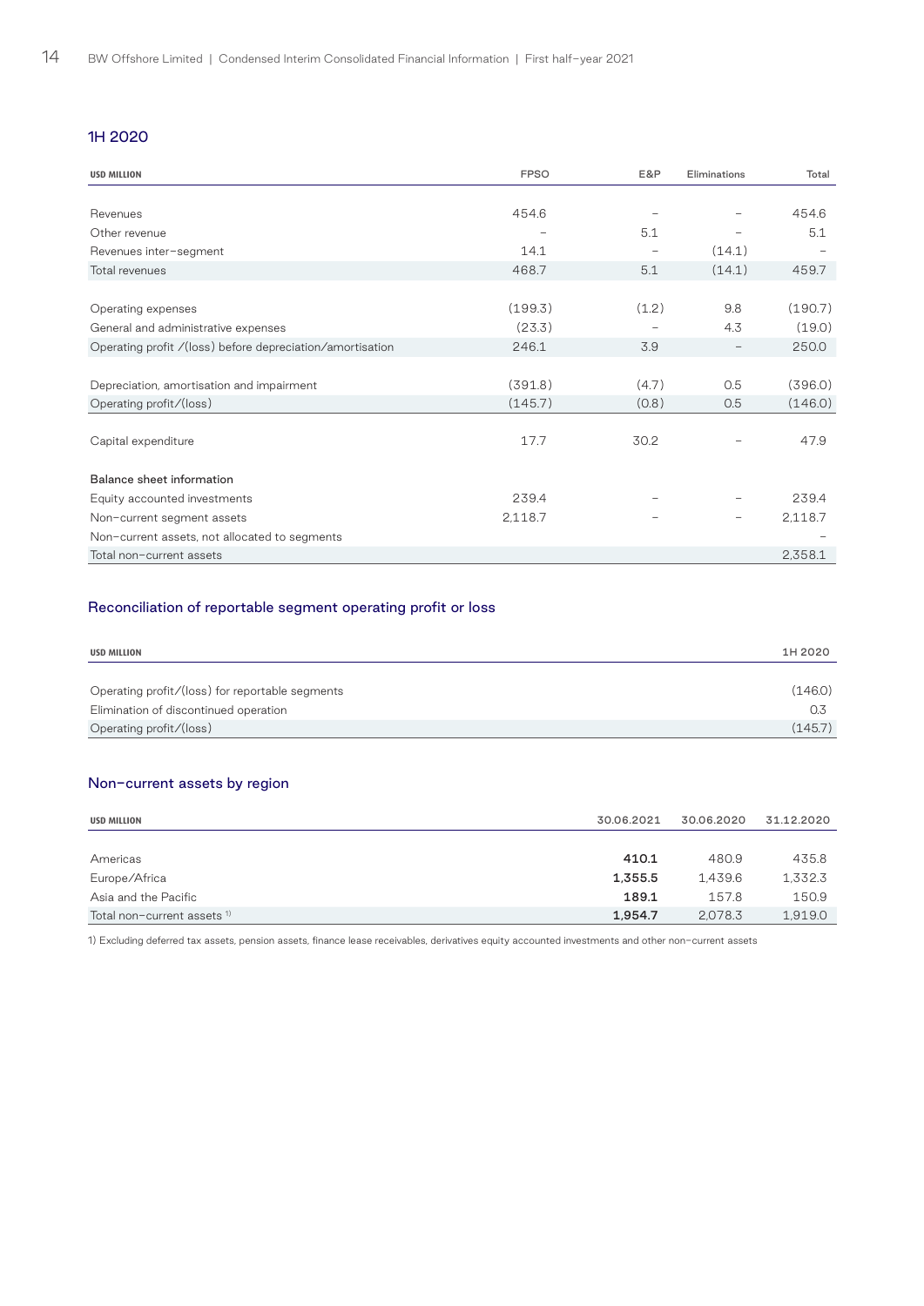## 1H 2020

| USD MILLION | FPSO | E&P | Eliminations | Total |
|---|---|---|---|---|
| Revenues | 454.6 | – | – | 454.6 |
| Other revenue | – | 5.1 | – | 5.1 |
| Revenues inter-segment | 14.1 | – | (14.1) | – |
| Total revenues | 468.7 | 5.1 | (14.1) | 459.7 |
| | | | | |
| Operating expenses | (199.3) | (1.2) | 9.8 | (190.7) |
| General and administrative expenses | (23.3) | – | 4.3 | (19.0) |
| Operating profit /(loss) before depreciation/amortisation | 246.1 | 3.9 | – | 250.0 |
| | | | | |
| Depreciation, amortisation and impairment | (391.8) | (4.7) | 0.5 | (396.0) |
| Operating profit/(loss) | (145.7) | (0.8) | 0.5 | (146.0) |
| | | | | |
| Capital expenditure | 17.7 | 30.2 | – | 47.9 |
| | | | | |
| Balance sheet information | | | | |
| Equity accounted investments | 239.4 | – | – | 239.4 |
| Non-current segment assets | 2,118.7 | – | – | 2,118.7 |
| Non-current assets, not allocated to segments | | | | – |
| Total non-current assets | | | | 2,358.1 |

## Reconciliation of reportable segment operating profit or loss

| USD MILLION | 1H 2020 |
|---|---|
| Operating profit/(loss) for reportable segments | (146.0) |
| Elimination of discontinued operation | 0.3 |
| Operating profit/(loss) | (145.7) |

## Non-current assets by region

| USD MILLION | 30.06.2021 | 30.06.2020 | 31.12.2020 |
|---|---|---|---|
| Americas | **410.1** | 480.9 | 435.8 |
| Europe/Africa | **1,355.5** | 1,439.6 | 1,332.3 |
| Asia and the Pacific | **189.1** | 157.8 | 150.9 |
| Total non-current assets [1] | **1,954.7** | 2,078.3 | 1,919.0 |

1) Excluding deferred tax assets, pension assets, finance lease receivables, derivatives equity accounted investments and other non-current assets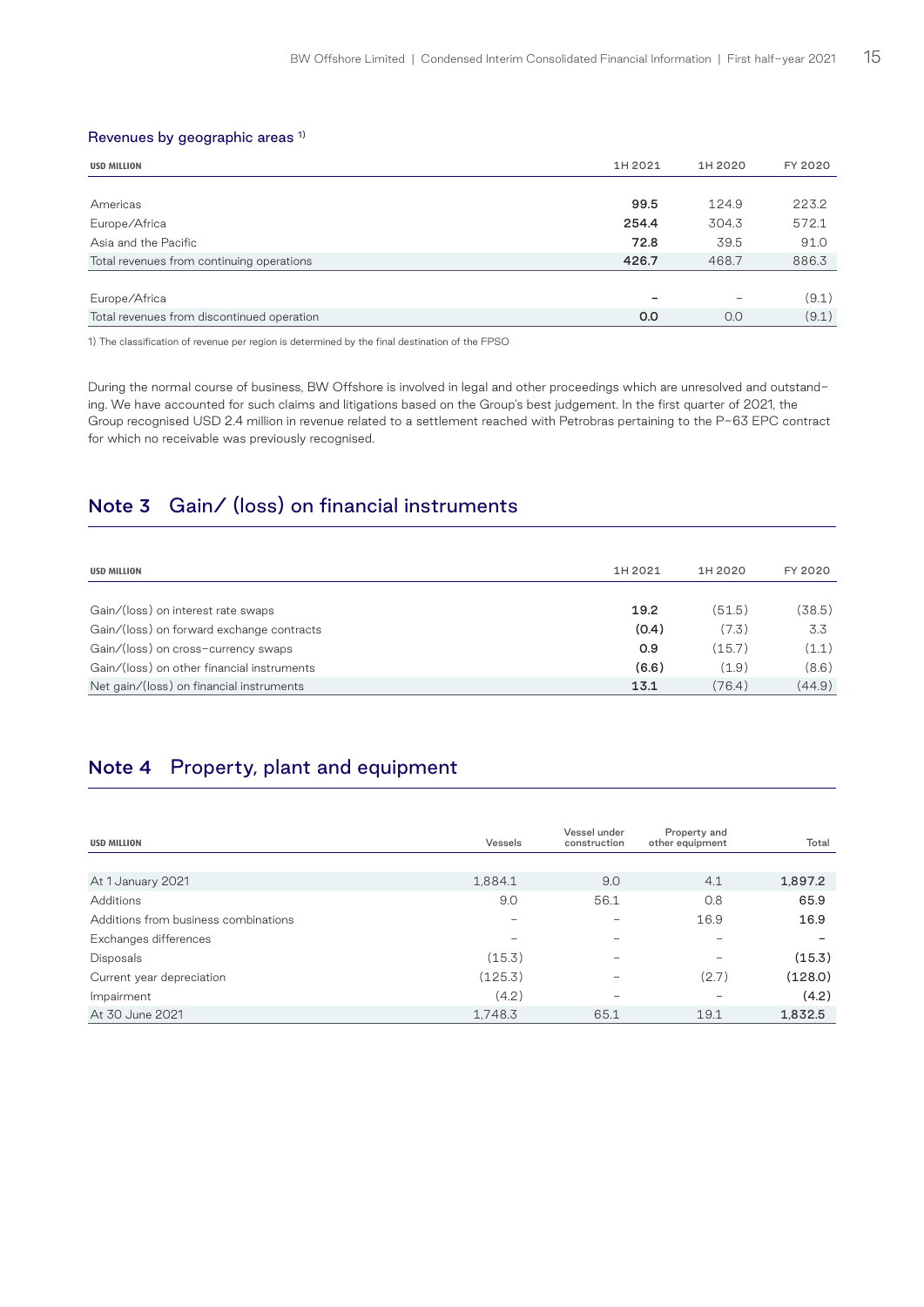### Revenues by geographic areas [1]

| USD MILLION | 1H 2021 | 1H 2020 | FY 2020 |
|---|---|---|---|
| Americas | **99.5** | 124.9 | 223.2 |
| Europe/Africa | **254.4** | 304.3 | 572.1 |
| Asia and the Pacific | **72.8** | 39.5 | 91.0 |
| Total revenues from continuing operations | **426.7** | 468.7 | 886.3 |
| | | | |
| Europe/Africa | **-** | - | (9.1) |
| Total revenues from discontinued operation | **0.0** | 0.0 | (9.1) |

1) The classification of revenue per region is determined by the final destination of the FPSO

During the normal course of business, BW Offshore is involved in legal and other proceedings which are unresolved and outstanding. We have accounted for such claims and litigations based on the Group's best judgement. In the first quarter of 2021, the Group recognised USD 2.4 million in revenue related to a settlement reached with Petrobras pertaining to the P-63 EPC contract for which no receivable was previously recognised.

## Note 3 Gain/ (loss) on financial instruments

| USD MILLION | 1H 2021 | 1H 2020 | FY 2020 |
|---|---|---|---|
| Gain/(loss) on interest rate swaps | **19.2** | (51.5) | (38.5) |
| Gain/(loss) on forward exchange contracts | **(0.4)** | (7.3) | 3.3 |
| Gain/(loss) on cross-currency swaps | **0.9** | (15.7) | (1.1) |
| Gain/(loss) on other financial instruments | **(6.6)** | (1.9) | (8.6) |
| Net gain/(loss) on financial instruments | **13.1** | (76.4) | (44.9) |

## Note 4 Property, plant and equipment

| USD MILLION | Vessels | Vessel under construction | Property and other equipment | Total |
|---|---|---|---|---|
| At 1 January 2021 | 1,884.1 | 9.0 | 4.1 | **1,897.2** |
| Additions | 9.0 | 56.1 | 0.8 | **65.9** |
| Additions from business combinations | - | - | 16.9 | **16.9** |
| Exchanges differences | - | - | - | **-** |
| Disposals | (15.3) | - | - | **(15.3)** |
| Current year depreciation | (125.3) | - | (2.7) | **(128.0)** |
| Impairment | (4.2) | - | - | **(4.2)** |
| At 30 June 2021 | 1,748.3 | 65.1 | 19.1 | **1,832.5** |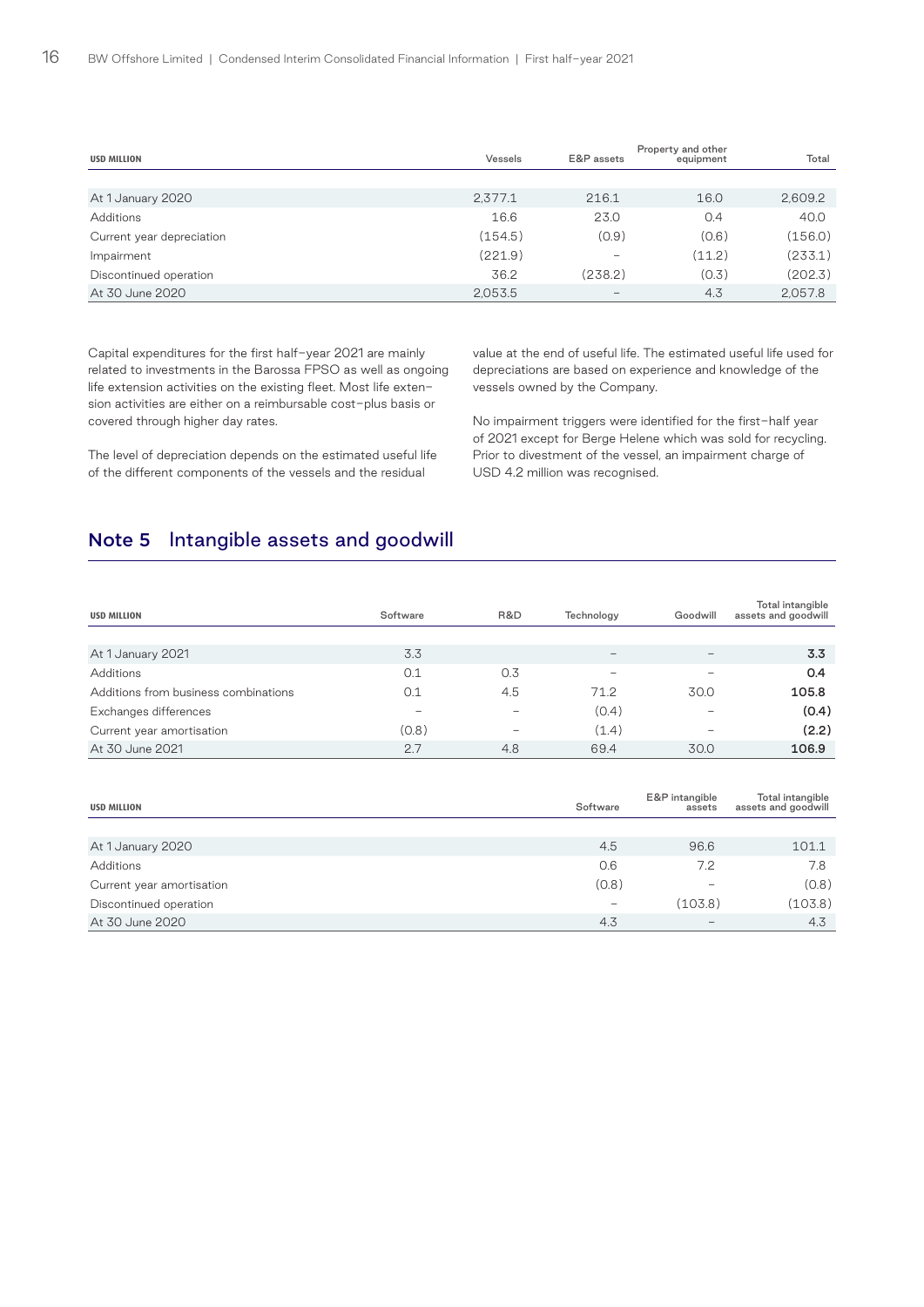| USD MILLION | Vessels | E&P assets | Property and other equipment | Total |
|---|---|---|---|---|
| At 1 January 2020 | 2,377.1 | 216.1 | 16.0 | 2,609.2 |
| Additions | 16.6 | 23.0 | 0.4 | 40.0 |
| Current year depreciation | (154.5) | (0.9) | (0.6) | (156.0) |
| Impairment | (221.9) | – | (11.2) | (233.1) |
| Discontinued operation | 36.2 | (238.2) | (0.3) | (202.3) |
| At 30 June 2020 | 2,053.5 | – | 4.3 | 2,057.8 |

Capital expenditures for the first half-year 2021 are mainly related to investments in the Barossa FPSO as well as ongoing life extension activities on the existing fleet. Most life extension activities are either on a reimbursable cost-plus basis or covered through higher day rates.

The level of depreciation depends on the estimated useful life of the different components of the vessels and the residual value at the end of useful life. The estimated useful life used for depreciations are based on experience and knowledge of the vessels owned by the Company.

No impairment triggers were identified for the first-half year of 2021 except for Berge Helene which was sold for recycling. Prior to divestment of the vessel, an impairment charge of USD 4.2 million was recognised.

## Note 5 Intangible assets and goodwill

| USD MILLION | Software | R&D | Technology | Goodwill | Total intangible assets and goodwill |
|---|---|---|---|---|---|
| At 1 January 2021 | 3.3 | | – | – | **3.3** |
| Additions | 0.1 | 0.3 | – | – | **0.4** |
| Additions from business combinations | 0.1 | 4.5 | 71.2 | 30.0 | **105.8** |
| Exchanges differences | – | – | (0.4) | – | **(0.4)** |
| Current year amortisation | (0.8) | – | (1.4) | – | **(2.2)** |
| At 30 June 2021 | 2.7 | 4.8 | 69.4 | 30.0 | **106.9** |

| USD MILLION | Software | E&P intangible assets | Total intangible assets and goodwill |
|---|---|---|---|
| At 1 January 2020 | 4.5 | 96.6 | 101.1 |
| Additions | 0.6 | 7.2 | 7.8 |
| Current year amortisation | (0.8) | – | (0.8) |
| Discontinued operation | – | (103.8) | (103.8) |
| At 30 June 2020 | 4.3 | – | 4.3 |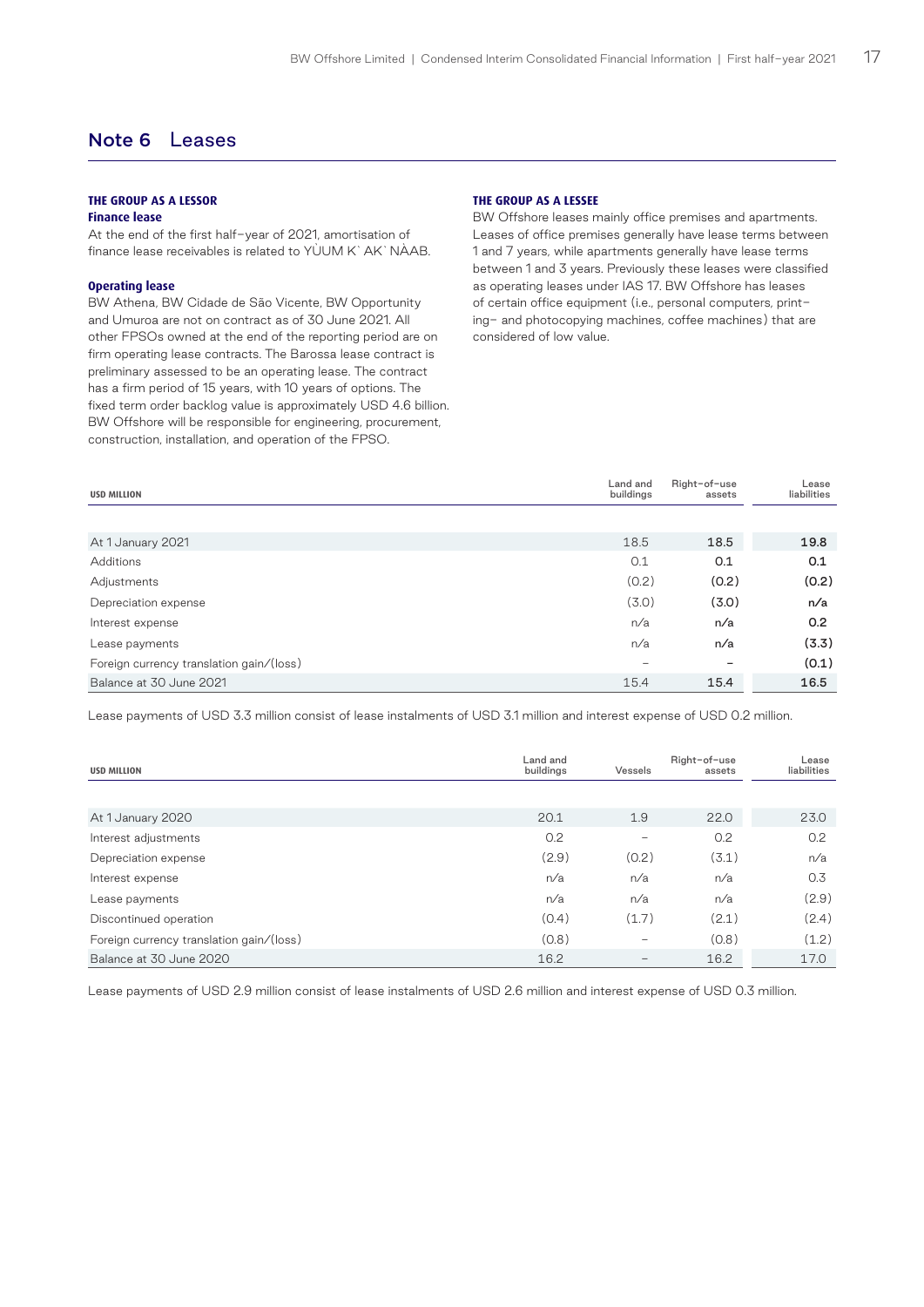## Note 6 Leases

### THE GROUP AS A LESSOR

**Finance lease**

At the end of the first half-year of 2021, amortisation of finance lease receivables is related to YÙUM K`AK`NÀAB.

**Operating lease**

BW Athena, BW Cidade de São Vicente, BW Opportunity and Umuroa are not on contract as of 30 June 2021. All other FPSOs owned at the end of the reporting period are on firm operating lease contracts. The Barossa lease contract is preliminary assessed to be an operating lease. The contract has a firm period of 15 years, with 10 years of options. The fixed term order backlog value is approximately USD 4.6 billion. BW Offshore will be responsible for engineering, procurement, construction, installation, and operation of the FPSO.

### THE GROUP AS A LESSEE

BW Offshore leases mainly office premises and apartments. Leases of office premises generally have lease terms between 1 and 7 years, while apartments generally have lease terms between 1 and 3 years. Previously these leases were classified as operating leases under IAS 17. BW Offshore has leases of certain office equipment (i.e., personal computers, printing- and photocopying machines, coffee machines) that are considered of low value.

| USD MILLION | Land and buildings | Right-of-use assets | Lease liabilities |
|---|---|---|---|
| At 1 January 2021 | 18.5 | **18.5** | **19.8** |
| Additions | 0.1 | **0.1** | **0.1** |
| Adjustments | (0.2) | **(0.2)** | **(0.2)** |
| Depreciation expense | (3.0) | **(3.0)** | **n/a** |
| Interest expense | n/a | **n/a** | **0.2** |
| Lease payments | n/a | **n/a** | **(3.3)** |
| Foreign currency translation gain/(loss) | - | **-** | **(0.1)** |
| Balance at 30 June 2021 | 15.4 | **15.4** | **16.5** |

Lease payments of USD 3.3 million consist of lease instalments of USD 3.1 million and interest expense of USD 0.2 million.

| USD MILLION | Land and buildings | Vessels | Right-of-use assets | Lease liabilities |
|---|---|---|---|---|
| At 1 January 2020 | 20.1 | 1.9 | 22.0 | 23.0 |
| Interest adjustments | 0.2 | - | 0.2 | 0.2 |
| Depreciation expense | (2.9) | (0.2) | (3.1) | n/a |
| Interest expense | n/a | n/a | n/a | 0.3 |
| Lease payments | n/a | n/a | n/a | (2.9) |
| Discontinued operation | (0.4) | (1.7) | (2.1) | (2.4) |
| Foreign currency translation gain/(loss) | (0.8) | - | (0.8) | (1.2) |
| Balance at 30 June 2020 | 16.2 | - | 16.2 | 17.0 |

Lease payments of USD 2.9 million consist of lease instalments of USD 2.6 million and interest expense of USD 0.3 million.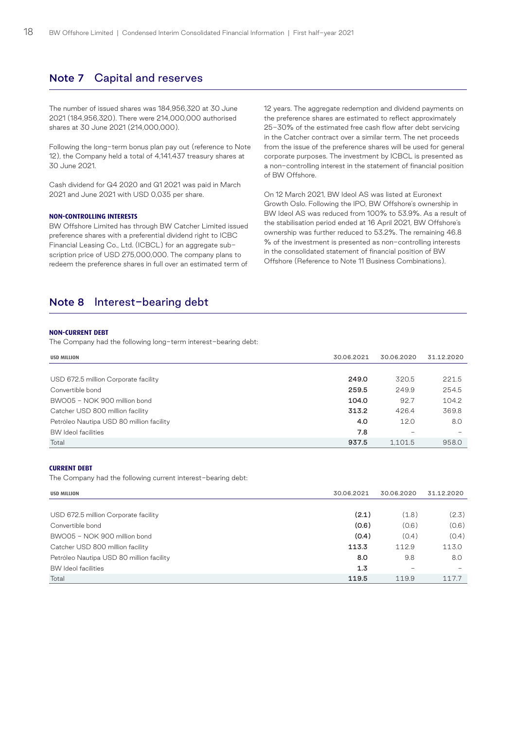## Note 7 Capital and reserves

The number of issued shares was 184,956,320 at 30 June 2021 (184,956,320). There were 214,000,000 authorised shares at 30 June 2021 (214,000,000).

Following the long-term bonus plan pay out (reference to Note 12), the Company held a total of 4,141,437 treasury shares at 30 June 2021.

Cash dividend for Q4 2020 and Q1 2021 was paid in March 2021 and June 2021 with USD 0,035 per share.

#### NON-CONTROLLING INTERESTS

BW Offshore Limited has through BW Catcher Limited issued preference shares with a preferential dividend right to ICBC Financial Leasing Co., Ltd. (ICBCL) for an aggregate subscription price of USD 275,000,000. The company plans to redeem the preference shares in full over an estimated term of 12 years. The aggregate redemption and dividend payments on the preference shares are estimated to reflect approximately 25-30% of the estimated free cash flow after debt servicing in the Catcher contract over a similar term. The net proceeds from the issue of the preference shares will be used for general corporate purposes. The investment by ICBCL is presented as a non-controlling interest in the statement of financial position of BW Offshore.

On 12 March 2021, BW Ideol AS was listed at Euronext Growth Oslo. Following the IPO, BW Offshore's ownership in BW Ideol AS was reduced from 100% to 53.9%. As a result of the stabilisation period ended at 16 April 2021, BW Offshore's ownership was further reduced to 53.2%. The remaining 46.8 % of the investment is presented as non-controlling interests in the consolidated statement of financial position of BW Offshore (Reference to Note 11 Business Combinations).

## Note 8 Interest-bearing debt

#### NON-CURRENT DEBT

The Company had the following long-term interest-bearing debt:

| USD MILLION | 30.06.2021 | 30.06.2020 | 31.12.2020 |
|---|---|---|---|
| USD 672.5 million Corporate facility | **249.0** | 320.5 | 221.5 |
| Convertible bond | **259.5** | 249.9 | 254.5 |
| BWO05 - NOK 900 million bond | **104.0** | 92.7 | 104.2 |
| Catcher USD 800 million facility | **313.2** | 426.4 | 369.8 |
| Petróleo Nautipa USD 80 million facility | **4.0** | 12.0 | 8.0 |
| BW Ideol facilities | **7.8** | - | - |
| Total | **937.5** | 1,101.5 | 958.0 |

#### CURRENT DEBT

The Company had the following current interest-bearing debt:

| USD MILLION | 30.06.2021 | 30.06.2020 | 31.12.2020 |
|---|---|---|---|
| USD 672.5 million Corporate facility | **(2.1)** | (1.8) | (2.3) |
| Convertible bond | **(0.6)** | (0.6) | (0.6) |
| BWO05 - NOK 900 million bond | **(0.4)** | (0.4) | (0.4) |
| Catcher USD 800 million facility | **113.3** | 112.9 | 113.0 |
| Petróleo Nautipa USD 80 million facility | **8.0** | 9.8 | 8.0 |
| BW Ideol facilities | **1.3** | - | - |
| Total | **119.5** | 119.9 | 117.7 |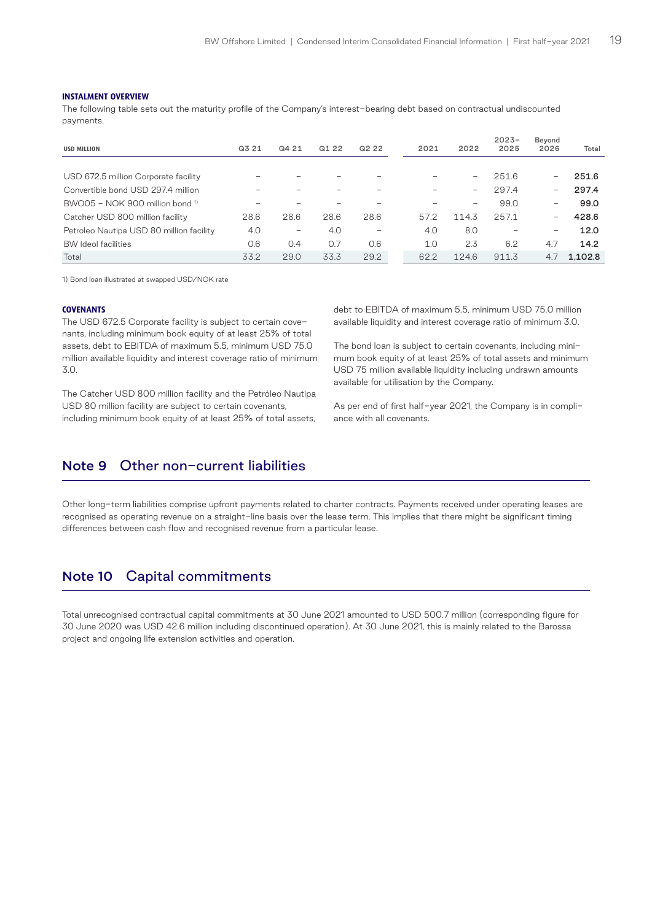#### INSTALMENT OVERVIEW

The following table sets out the maturity profile of the Company's interest-bearing debt based on contractual undiscounted payments.

| USD MILLION | Q3 21 | Q4 21 | Q1 22 | Q2 22 | 2021 | 2022 | 2023-2025 | Beyond 2026 | Total |
|---|---|---|---|---|---|---|---|---|---|
| USD 672.5 million Corporate facility | - | - | - | - | - | - | 251.6 | - | **251.6** |
| Convertible bond USD 297.4 million | - | - | - | - | - | - | 297.4 | - | **297.4** |
| BWO05 - NOK 900 million bond [1] | - | - | - | - | - | - | 99.0 | - | **99.0** |
| Catcher USD 800 million facility | 28.6 | 28.6 | 28.6 | 28.6 | 57.2 | 114.3 | 257.1 | - | **428.6** |
| Petroleo Nautipa USD 80 million facility | 4.0 | - | 4.0 | - | 4.0 | 8.0 | - | - | **12.0** |
| BW Ideol facilities | 0.6 | 0.4 | 0.7 | 0.6 | 1.0 | 2.3 | 6.2 | 4.7 | **14.2** |
| Total | 33.2 | 29.0 | 33.3 | 29.2 | 62.2 | 124.6 | 911.3 | 4.7 | **1,102.8** |

1) Bond loan illustrated at swapped USD/NOK rate

#### COVENANTS

The USD 672.5 Corporate facility is subject to certain covenants, including minimum book equity of at least 25% of total assets, debt to EBITDA of maximum 5.5, minimum USD 75.0 million available liquidity and interest coverage ratio of minimum 3.0.

The Catcher USD 800 million facility and the Petróleo Nautipa USD 80 million facility are subject to certain covenants, including minimum book equity of at least 25% of total assets, debt to EBITDA of maximum 5.5, minimum USD 75.0 million available liquidity and interest coverage ratio of minimum 3.0.

The bond loan is subject to certain covenants, including minimum book equity of at least 25% of total assets and minimum USD 75 million available liquidity including undrawn amounts available for utilisation by the Company.

As per end of first half-year 2021, the Company is in compliance with all covenants.

## Note 9 Other non-current liabilities

Other long-term liabilities comprise upfront payments related to charter contracts. Payments received under operating leases are recognised as operating revenue on a straight-line basis over the lease term. This implies that there might be significant timing differences between cash flow and recognised revenue from a particular lease.

## Note 10 Capital commitments

Total unrecognised contractual capital commitments at 30 June 2021 amounted to USD 500.7 million (corresponding figure for 30 June 2020 was USD 42.6 million including discontinued operation). At 30 June 2021, this is mainly related to the Barossa project and ongoing life extension activities and operation.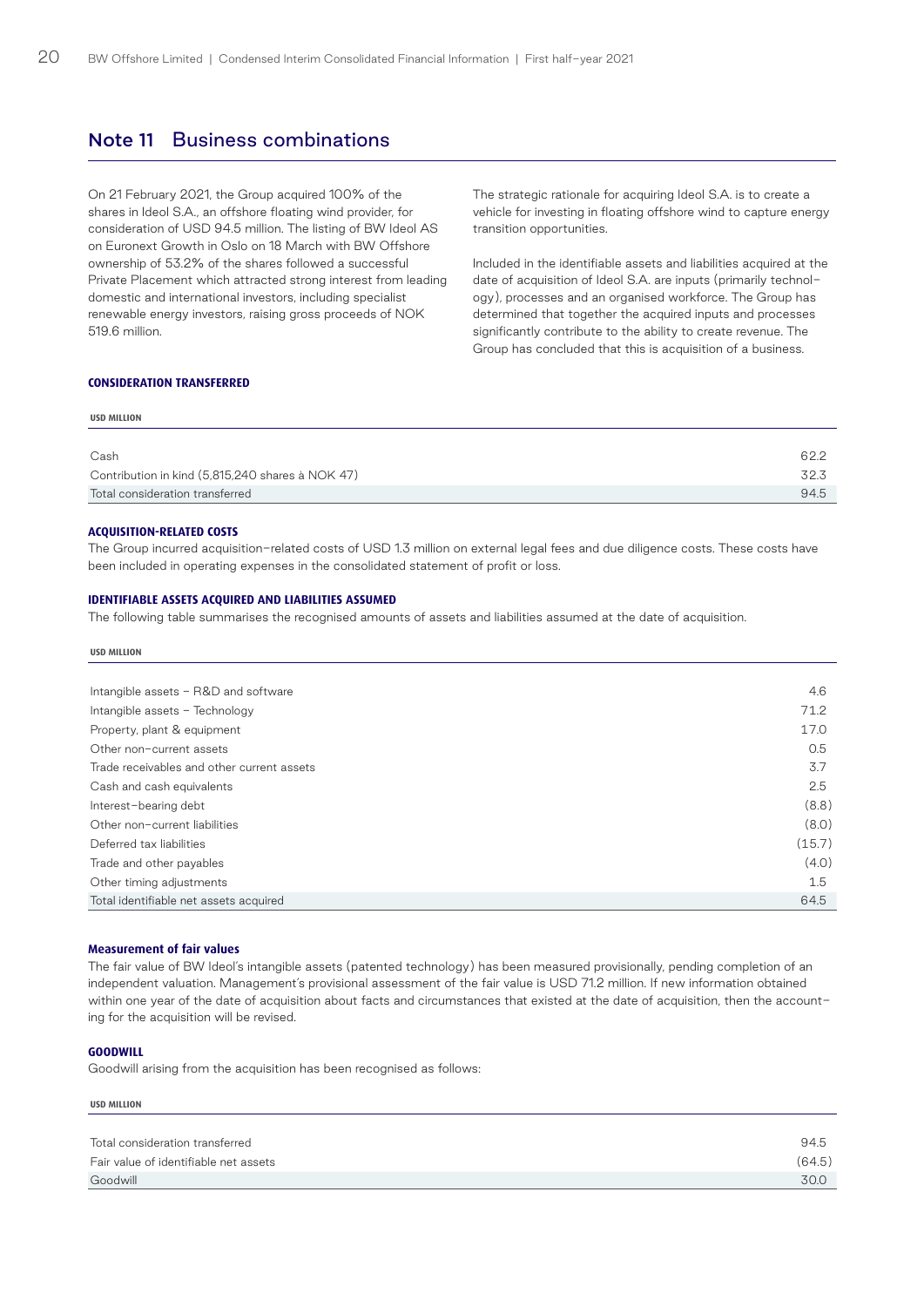## Note 11 Business combinations

On 21 February 2021, the Group acquired 100% of the shares in Ideol S.A., an offshore floating wind provider, for consideration of USD 94.5 million. The listing of BW Ideol AS on Euronext Growth in Oslo on 18 March with BW Offshore ownership of 53.2% of the shares followed a successful Private Placement which attracted strong interest from leading domestic and international investors, including specialist renewable energy investors, raising gross proceeds of NOK 519.6 million.

The strategic rationale for acquiring Ideol S.A. is to create a vehicle for investing in floating offshore wind to capture energy transition opportunities.

Included in the identifiable assets and liabilities acquired at the date of acquisition of Ideol S.A. are inputs (primarily technology), processes and an organised workforce. The Group has determined that together the acquired inputs and processes significantly contribute to the ability to create revenue. The Group has concluded that this is acquisition of a business.

**CONSIDERATION TRANSFERRED**

| USD MILLION | |
|---|---|
| Cash | 62.2 |
| Contribution in kind (5,815,240 shares à NOK 47) | 32.3 |
| Total consideration transferred | 94.5 |

**ACQUISITION-RELATED COSTS**

The Group incurred acquisition-related costs of USD 1.3 million on external legal fees and due diligence costs. These costs have been included in operating expenses in the consolidated statement of profit or loss.

**IDENTIFIABLE ASSETS ACQUIRED AND LIABILITIES ASSUMED**

The following table summarises the recognised amounts of assets and liabilities assumed at the date of acquisition.

| USD MILLION | |
|---|---|
| Intangible assets - R&D and software | 4.6 |
| Intangible assets - Technology | 71.2 |
| Property, plant & equipment | 17.0 |
| Other non-current assets | 0.5 |
| Trade receivables and other current assets | 3.7 |
| Cash and cash equivalents | 2.5 |
| Interest-bearing debt | (8.8) |
| Other non-current liabilities | (8.0) |
| Deferred tax liabilities | (15.7) |
| Trade and other payables | (4.0) |
| Other timing adjustments | 1.5 |
| Total identifiable net assets acquired | 64.5 |

**Measurement of fair values**

The fair value of BW Ideol's intangible assets (patented technology) has been measured provisionally, pending completion of an independent valuation. Management's provisional assessment of the fair value is USD 71.2 million. If new information obtained within one year of the date of acquisition about facts and circumstances that existed at the date of acquisition, then the accounting for the acquisition will be revised.

**GOODWILL**

Goodwill arising from the acquisition has been recognised as follows:

| USD MILLION | |
|---|---|
| Total consideration transferred | 94.5 |
| Fair value of identifiable net assets | (64.5) |
| Goodwill | 30.0 |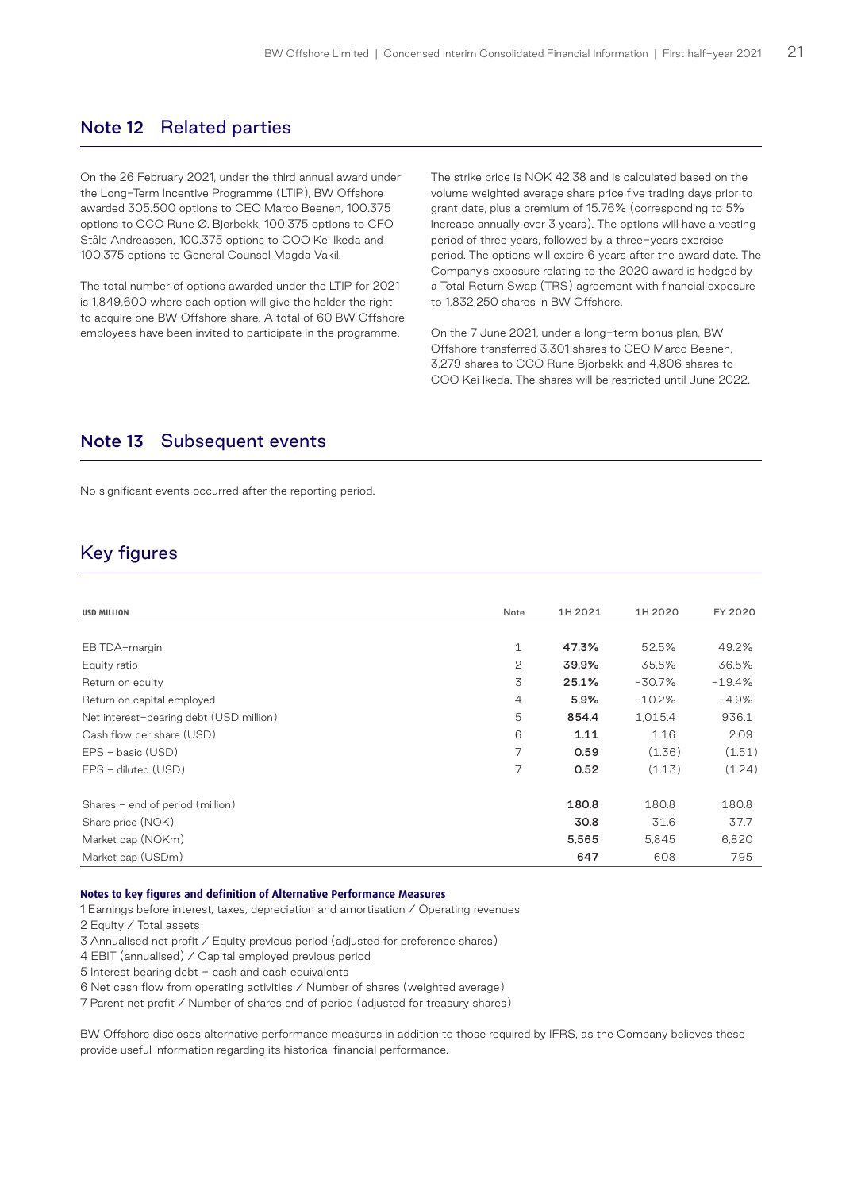## Note 12 Related parties

On the 26 February 2021, under the third annual award under the Long-Term Incentive Programme (LTIP), BW Offshore awarded 305.500 options to CEO Marco Beenen, 100.375 options to CCO Rune Ø. Bjorbekk, 100.375 options to CFO Ståle Andreassen, 100.375 options to COO Kei Ikeda and 100.375 options to General Counsel Magda Vakil.

The total number of options awarded under the LTIP for 2021 is 1,849,600 where each option will give the holder the right to acquire one BW Offshore share. A total of 60 BW Offshore employees have been invited to participate in the programme.

The strike price is NOK 42.38 and is calculated based on the volume weighted average share price five trading days prior to grant date, plus a premium of 15.76% (corresponding to 5% increase annually over 3 years). The options will have a vesting period of three years, followed by a three-years exercise period. The options will expire 6 years after the award date. The Company's exposure relating to the 2020 award is hedged by a Total Return Swap (TRS) agreement with financial exposure to 1,832,250 shares in BW Offshore.

On the 7 June 2021, under a long-term bonus plan, BW Offshore transferred 3,301 shares to CEO Marco Beenen, 3,279 shares to CCO Rune Bjorbekk and 4,806 shares to COO Kei Ikeda. The shares will be restricted until June 2022.

## Note 13 Subsequent events

No significant events occurred after the reporting period.

## Key figures

| USD MILLION | Note | 1H 2021 | 1H 2020 | FY 2020 |
|---|---|---|---|---|
| EBITDA-margin | 1 | **47.3%** | 52.5% | 49.2% |
| Equity ratio | 2 | **39.9%** | 35.8% | 36.5% |
| Return on equity | 3 | **25.1%** | -30.7% | -19.4% |
| Return on capital employed | 4 | **5.9%** | -10.2% | -4.9% |
| Net interest-bearing debt (USD million) | 5 | **854.4** | 1,015.4 | 936.1 |
| Cash flow per share (USD) | 6 | **1.11** | 1.16 | 2.09 |
| EPS - basic (USD) | 7 | **0.59** | (1.36) | (1.51) |
| EPS - diluted (USD) | 7 | **0.52** | (1.13) | (1.24) |
| Shares - end of period (million) | | **180.8** | 180.8 | 180.8 |
| Share price (NOK) | | **30.8** | 31.6 | 37.7 |
| Market cap (NOKm) | | **5,565** | 5,845 | 6,820 |
| Market cap (USDm) | | **647** | 608 | 795 |

**Notes to key figures and definition of Alternative Performance Measures**

1 Earnings before interest, taxes, depreciation and amortisation / Operating revenues
2 Equity / Total assets
3 Annualised net profit / Equity previous period (adjusted for preference shares)
4 EBIT (annualised) / Capital employed previous period
5 Interest bearing debt - cash and cash equivalents
6 Net cash flow from operating activities / Number of shares (weighted average)
7 Parent net profit / Number of shares end of period (adjusted for treasury shares)

BW Offshore discloses alternative performance measures in addition to those required by IFRS, as the Company believes these provide useful information regarding its historical financial performance.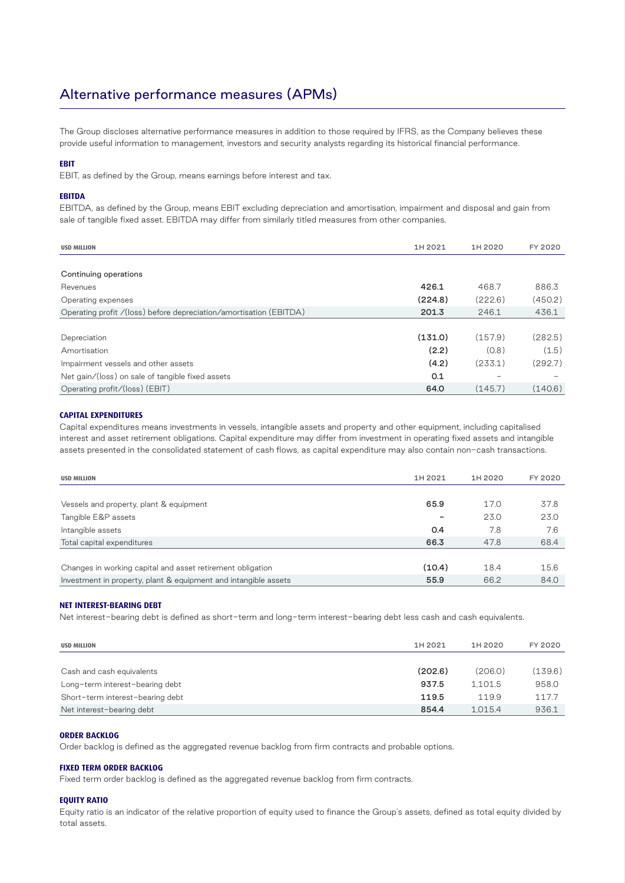# Alternative performance measures (APMs)

The Group discloses alternative performance measures in addition to those required by IFRS, as the Company believes these provide useful information to management, investors and security analysts regarding its historical financial performance.

### EBIT

EBIT, as defined by the Group, means earnings before interest and tax.

### EBITDA

EBITDA, as defined by the Group, means EBIT excluding depreciation and amortisation, impairment and disposal and gain from sale of tangible fixed asset. EBITDA may differ from similarly titled measures from other companies.

| USD MILLION | 1H 2021 | 1H 2020 | FY 2020 |
|---|---|---|---|
| Continuing operations | | | |
| Revenues | **426.1** | 468.7 | 886.3 |
| Operating expenses | **(224.8)** | (222.6) | (450.2) |
| Operating profit /(loss) before depreciation/amortisation (EBITDA) | **201.3** | 246.1 | 436.1 |
| | | | |
| Depreciation | **(131.0)** | (157.9) | (282.5) |
| Amortisation | **(2.2)** | (0.8) | (1.5) |
| Impairment vessels and other assets | **(4.2)** | (233.1) | (292.7) |
| Net gain/(loss) on sale of tangible fixed assets | **0.1** | – | – |
| Operating profit/(loss) (EBIT) | **64.0** | (145.7) | (140.6) |

### CAPITAL EXPENDITURES

Capital expenditures means investments in vessels, intangible assets and property and other equipment, including capitalised interest and asset retirement obligations. Capital expenditure may differ from investment in operating fixed assets and intangible assets presented in the consolidated statement of cash flows, as capital expenditure may also contain non-cash transactions.

| USD MILLION | 1H 2021 | 1H 2020 | FY 2020 |
|---|---|---|---|
| Vessels and property, plant & equipment | **65.9** | 17.0 | 37.8 |
| Tangible E&P assets | **–** | 23.0 | 23.0 |
| Intangible assets | **0.4** | 7.8 | 7.6 |
| Total capital expenditures | **66.3** | 47.8 | 68.4 |
| | | | |
| Changes in working capital and asset retirement obligation | **(10.4)** | 18.4 | 15.6 |
| Investment in property, plant & equipment and intangible assets | **55.9** | 66.2 | 84.0 |

### NET INTEREST-BEARING DEBT

Net interest-bearing debt is defined as short-term and long-term interest-bearing debt less cash and cash equivalents.

| USD MILLION | 1H 2021 | 1H 2020 | FY 2020 |
|---|---|---|---|
| Cash and cash equivalents | **(202.6)** | (206.0) | (139.6) |
| Long-term interest-bearing debt | **937.5** | 1,101.5 | 958.0 |
| Short-term interest-bearing debt | **119.5** | 119.9 | 117.7 |
| Net interest-bearing debt | **854.4** | 1,015.4 | 936.1 |

### ORDER BACKLOG

Order backlog is defined as the aggregated revenue backlog from firm contracts and probable options.

### FIXED TERM ORDER BACKLOG

Fixed term order backlog is defined as the aggregated revenue backlog from firm contracts.

### EQUITY RATIO

Equity ratio is an indicator of the relative proportion of equity used to finance the Group's assets, defined as total equity divided by total assets.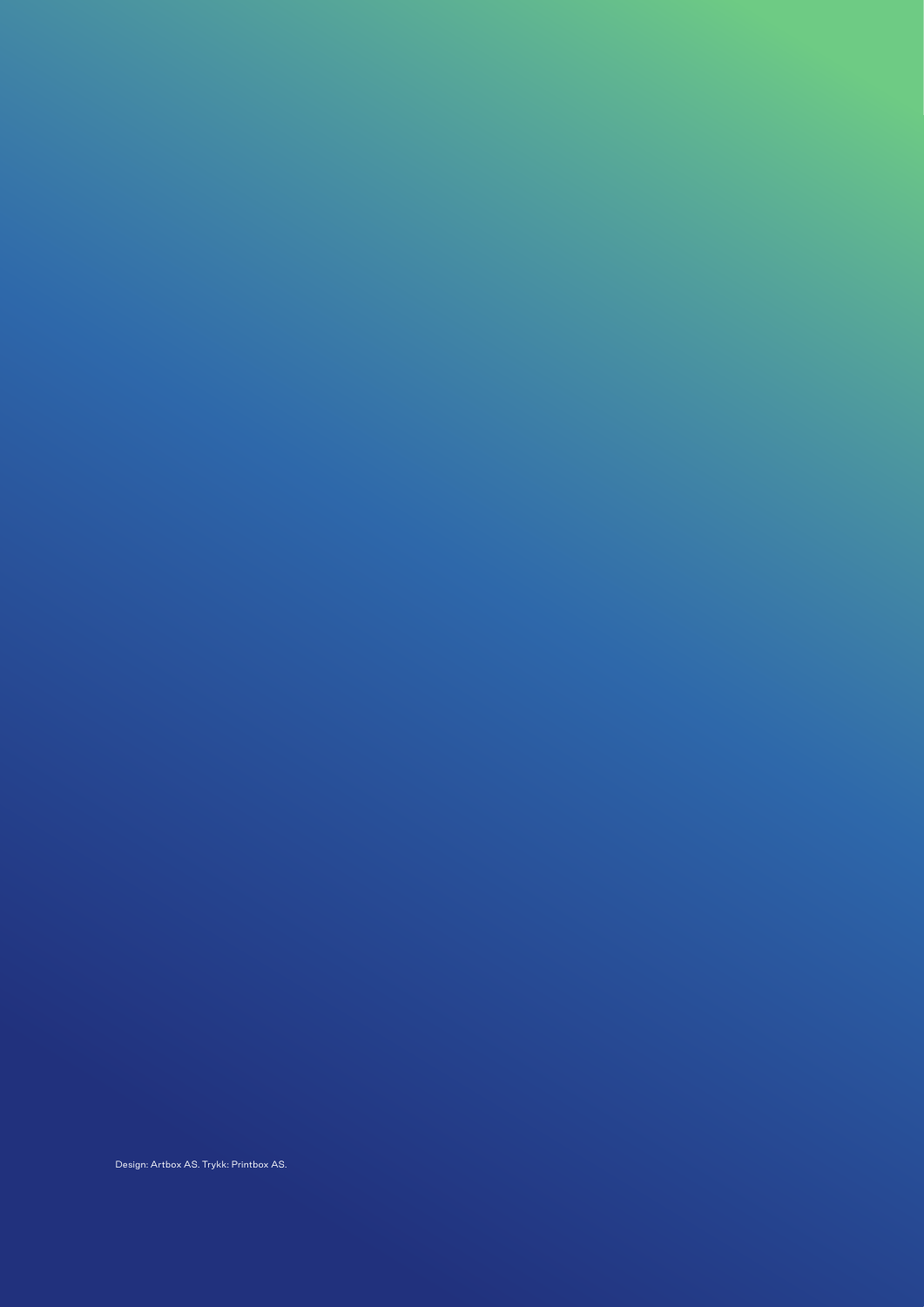Design: Artbox AS. Trykk: Printbox AS.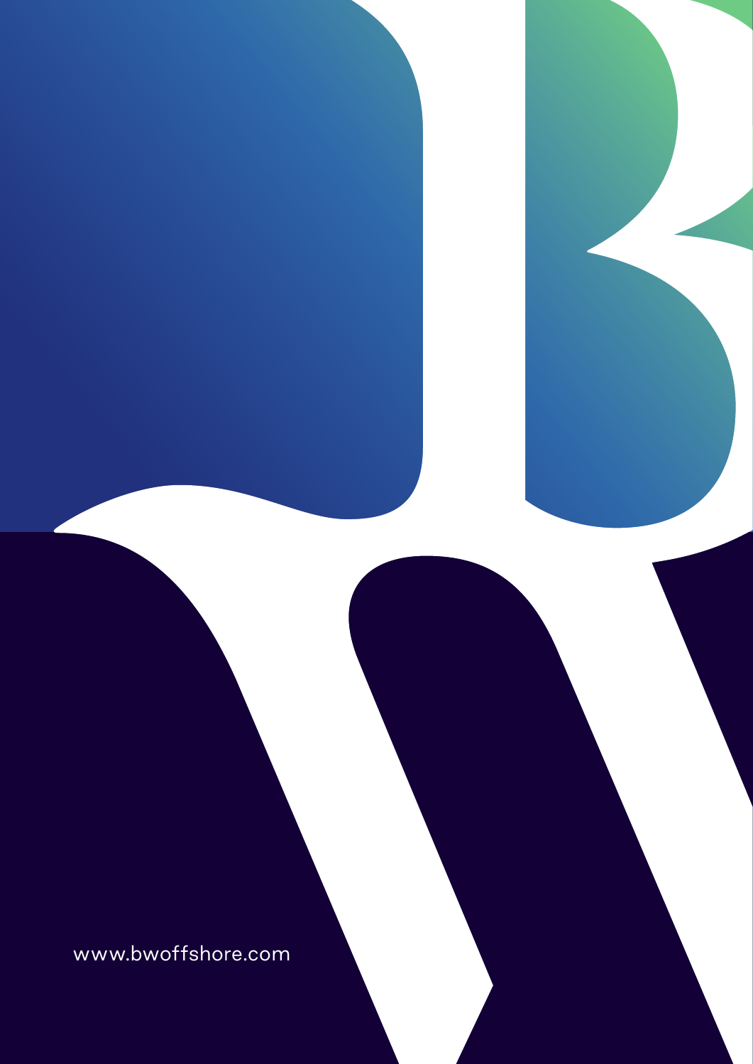www.bwoffshore.com